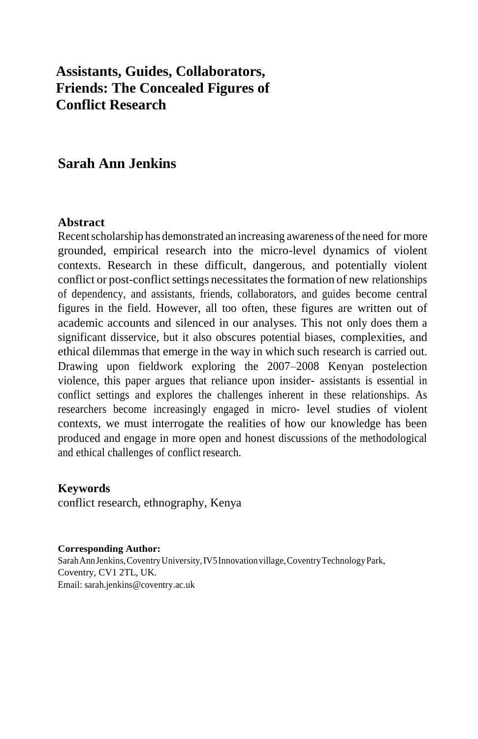# Assistants, Guides, Collaborators, Friends: The Concealed Figures of Conflict Research

## Sarah Ann Jenkins

### Abstract

Recent scholarship has demonstrated an increasing awareness of the need for more grounded, empirical research into the micro-level dynamics of violent contexts. Research in these difficult, dangerous, and potentially violent conflict or post-conflict settings necessitates the formation of new relationships of dependency, and assistants, friends, collaborators, and guides become central figures in the field. However, all too often, these figures are written out of academic accounts and silenced in our analyses. This not only does them a significant disservice, but it also obscures potential biases, complexities, and ethical dilemmas that emerge in the way in which such research is carried out. Drawing upon fieldwork exploring the 2007–2008 Kenyan postelection violence, this paper argues that reliance upon insider- assistants is essential in conflict settings and explores the challenges inherent in these relationships. As researchers become increasingly engaged in micro- level studies of violent contexts, we must interrogate the realities of how our knowledge has been produced and engage in more open and honest discussions of the methodological and ethical challenges of conflict research.

### Keywords

conflict research, ethnography, Kenya

**Corresponding Author:**
Sarah Ann Jenkins, Coventry University, IV5 Innovation village, Coventry Technology Park, Coventry, CV1 2TL, UK.
Email: sarah.jenkins@coventry.ac.uk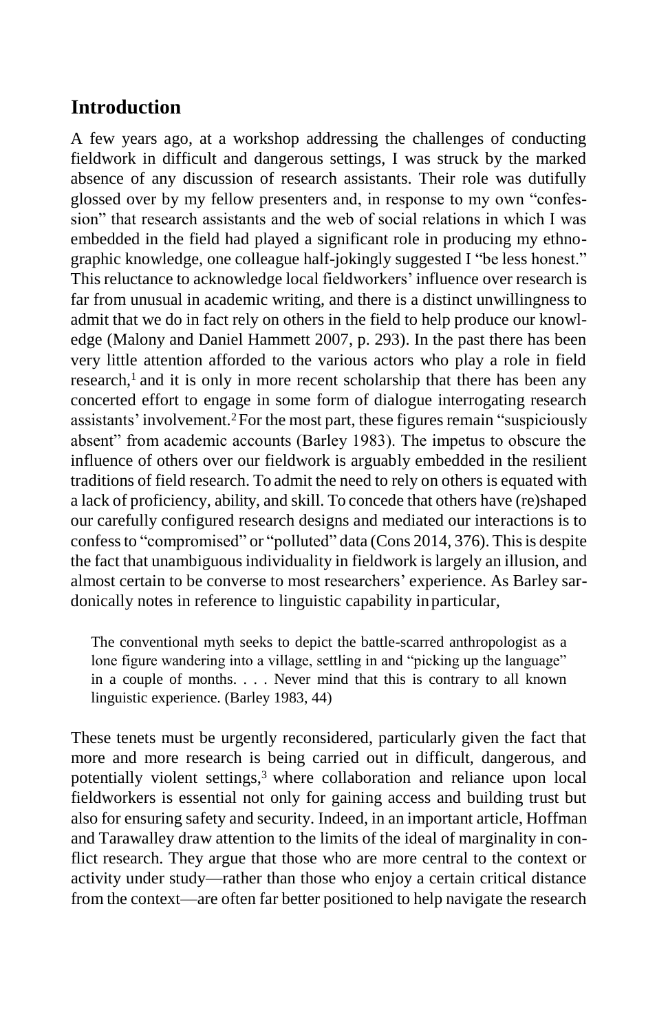## Introduction

A few years ago, at a workshop addressing the challenges of conducting fieldwork in difficult and dangerous settings, I was struck by the marked absence of any discussion of research assistants. Their role was dutifully glossed over by my fellow presenters and, in response to my own "confession" that research assistants and the web of social relations in which I was embedded in the field had played a significant role in producing my ethnographic knowledge, one colleague half-jokingly suggested I "be less honest." This reluctance to acknowledge local fieldworkers' influence over research is far from unusual in academic writing, and there is a distinct unwillingness to admit that we do in fact rely on others in the field to help produce our knowledge (Malony and Daniel Hammett 2007, p. 293). In the past there has been very little attention afforded to the various actors who play a role in field research,[1] and it is only in more recent scholarship that there has been any concerted effort to engage in some form of dialogue interrogating research assistants' involvement.[2] For the most part, these figures remain "suspiciously absent" from academic accounts (Barley 1983). The impetus to obscure the influence of others over our fieldwork is arguably embedded in the resilient traditions of field research. To admit the need to rely on others is equated with a lack of proficiency, ability, and skill. To concede that others have (re)shaped our carefully configured research designs and mediated our interactions is to confess to "compromised" or "polluted" data (Cons 2014, 376). This is despite the fact that unambiguous individuality in fieldwork is largely an illusion, and almost certain to be converse to most researchers' experience. As Barley sardonically notes in reference to linguistic capability in particular,

> The conventional myth seeks to depict the battle-scarred anthropologist as a lone figure wandering into a village, settling in and "picking up the language" in a couple of months. . . . Never mind that this is contrary to all known linguistic experience. (Barley 1983, 44)

These tenets must be urgently reconsidered, particularly given the fact that more and more research is being carried out in difficult, dangerous, and potentially violent settings,[3] where collaboration and reliance upon local fieldworkers is essential not only for gaining access and building trust but also for ensuring safety and security. Indeed, in an important article, Hoffman and Tarawalley draw attention to the limits of the ideal of marginality in conflict research. They argue that those who are more central to the context or activity under study—rather than those who enjoy a certain critical distance from the context—are often far better positioned to help navigate the research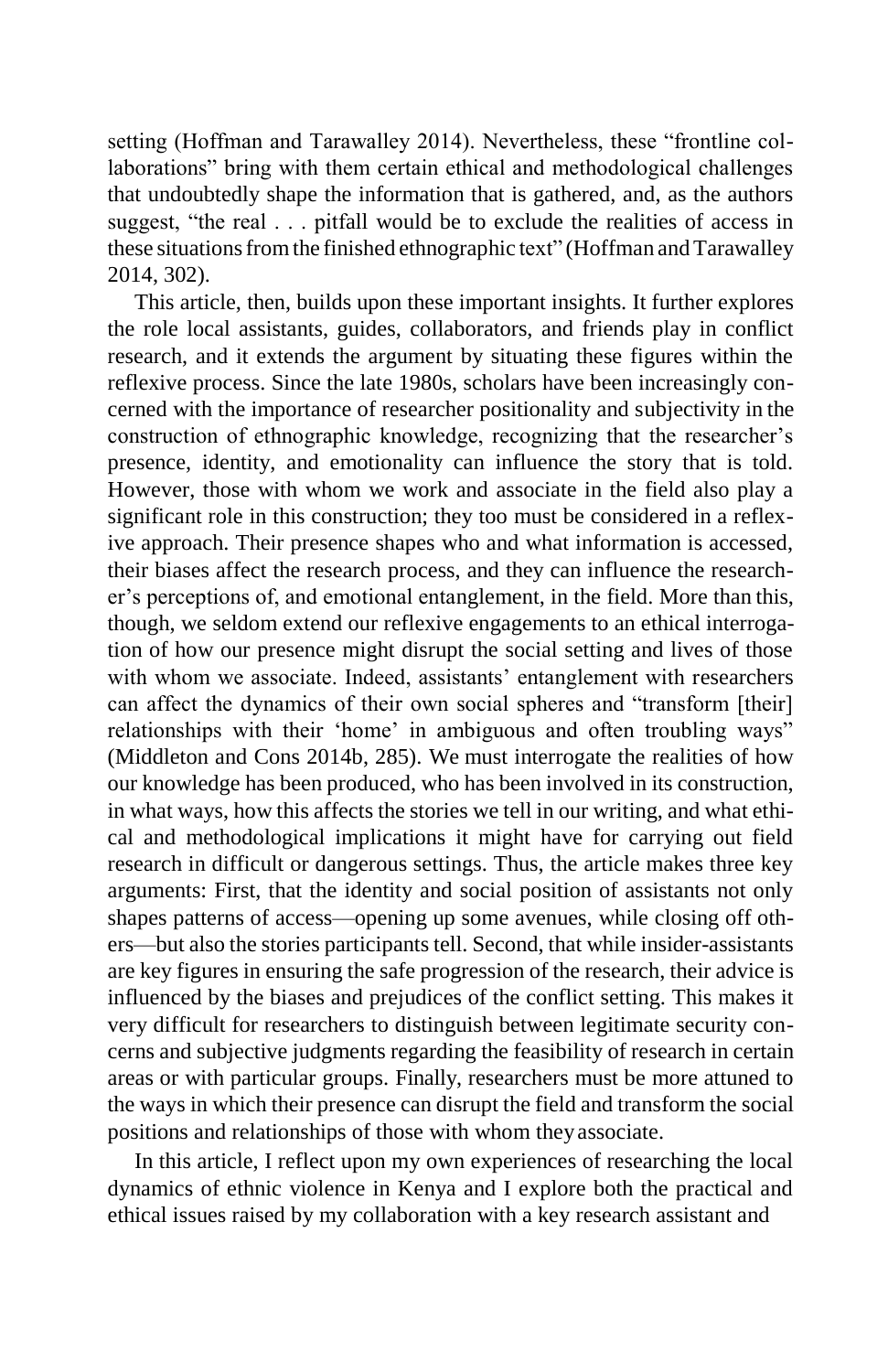setting (Hoffman and Tarawalley 2014). Nevertheless, these "frontline collaborations" bring with them certain ethical and methodological challenges that undoubtedly shape the information that is gathered, and, as the authors suggest, "the real . . . pitfall would be to exclude the realities of access in these situations from the finished ethnographic text" (Hoffman and Tarawalley 2014, 302).

This article, then, builds upon these important insights. It further explores the role local assistants, guides, collaborators, and friends play in conflict research, and it extends the argument by situating these figures within the reflexive process. Since the late 1980s, scholars have been increasingly concerned with the importance of researcher positionality and subjectivity in the construction of ethnographic knowledge, recognizing that the researcher's presence, identity, and emotionality can influence the story that is told. However, those with whom we work and associate in the field also play a significant role in this construction; they too must be considered in a reflexive approach. Their presence shapes who and what information is accessed, their biases affect the research process, and they can influence the researcher's perceptions of, and emotional entanglement, in the field. More than this, though, we seldom extend our reflexive engagements to an ethical interrogation of how our presence might disrupt the social setting and lives of those with whom we associate. Indeed, assistants' entanglement with researchers can affect the dynamics of their own social spheres and "transform [their] relationships with their 'home' in ambiguous and often troubling ways" (Middleton and Cons 2014b, 285). We must interrogate the realities of how our knowledge has been produced, who has been involved in its construction, in what ways, how this affects the stories we tell in our writing, and what ethical and methodological implications it might have for carrying out field research in difficult or dangerous settings. Thus, the article makes three key arguments: First, that the identity and social position of assistants not only shapes patterns of access—opening up some avenues, while closing off others—but also the stories participants tell. Second, that while insider-assistants are key figures in ensuring the safe progression of the research, their advice is influenced by the biases and prejudices of the conflict setting. This makes it very difficult for researchers to distinguish between legitimate security concerns and subjective judgments regarding the feasibility of research in certain areas or with particular groups. Finally, researchers must be more attuned to the ways in which their presence can disrupt the field and transform the social positions and relationships of those with whom they associate.

In this article, I reflect upon my own experiences of researching the local dynamics of ethnic violence in Kenya and I explore both the practical and ethical issues raised by my collaboration with a key research assistant and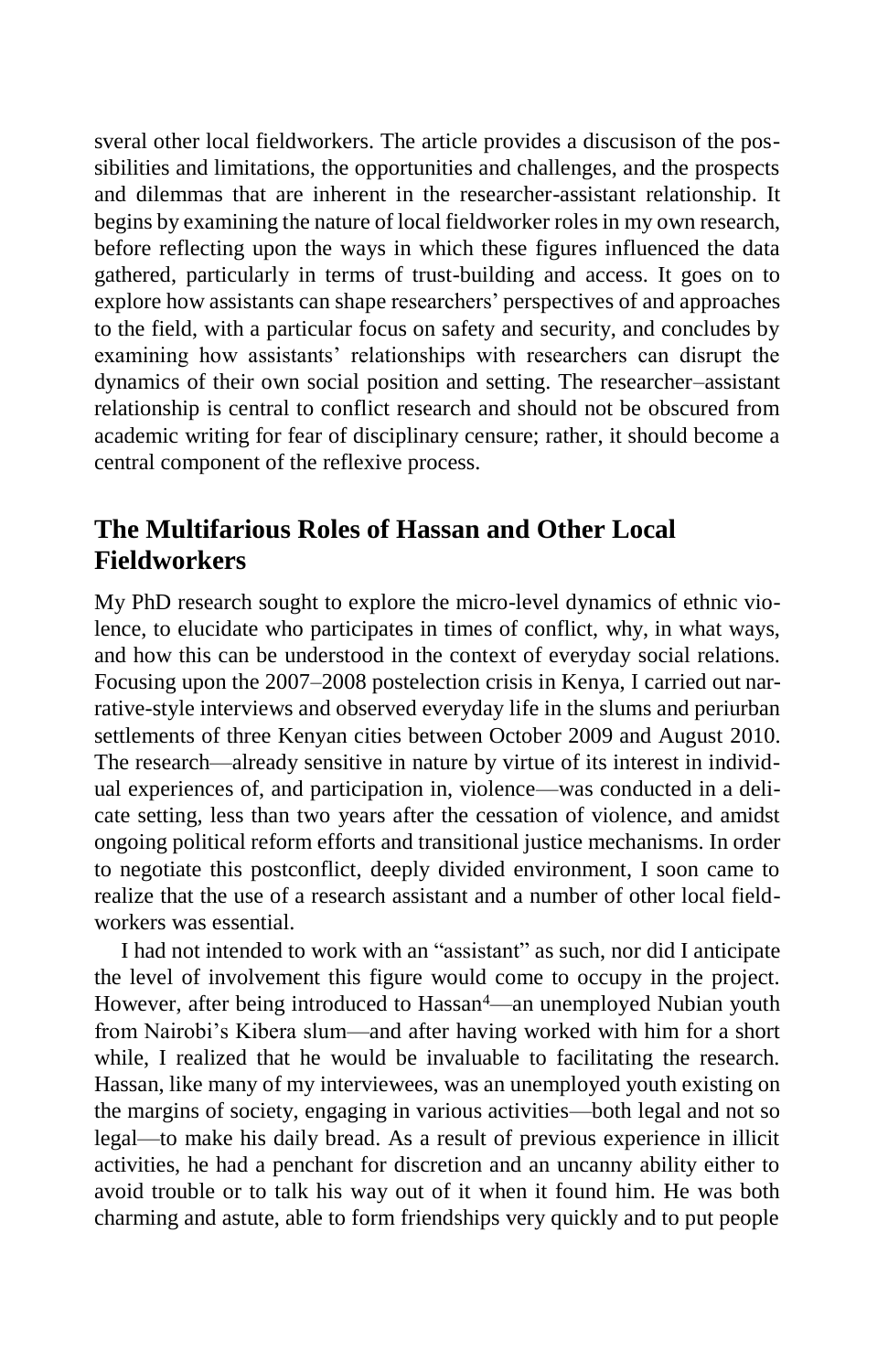sveral other local fieldworkers. The article provides a discusison of the possibilities and limitations, the opportunities and challenges, and the prospects and dilemmas that are inherent in the researcher-assistant relationship. It begins by examining the nature of local fieldworker roles in my own research, before reflecting upon the ways in which these figures influenced the data gathered, particularly in terms of trust-building and access. It goes on to explore how assistants can shape researchers' perspectives of and approaches to the field, with a particular focus on safety and security, and concludes by examining how assistants' relationships with researchers can disrupt the dynamics of their own social position and setting. The researcher–assistant relationship is central to conflict research and should not be obscured from academic writing for fear of disciplinary censure; rather, it should become a central component of the reflexive process.

## The Multifarious Roles of Hassan and Other Local Fieldworkers

My PhD research sought to explore the micro-level dynamics of ethnic violence, to elucidate who participates in times of conflict, why, in what ways, and how this can be understood in the context of everyday social relations. Focusing upon the 2007–2008 postelection crisis in Kenya, I carried out narrative-style interviews and observed everyday life in the slums and periurban settlements of three Kenyan cities between October 2009 and August 2010. The research—already sensitive in nature by virtue of its interest in individual experiences of, and participation in, violence—was conducted in a delicate setting, less than two years after the cessation of violence, and amidst ongoing political reform efforts and transitional justice mechanisms. In order to negotiate this postconflict, deeply divided environment, I soon came to realize that the use of a research assistant and a number of other local fieldworkers was essential.

I had not intended to work with an "assistant" as such, nor did I anticipate the level of involvement this figure would come to occupy in the project. However, after being introduced to Hassan[4]—an unemployed Nubian youth from Nairobi's Kibera slum—and after having worked with him for a short while, I realized that he would be invaluable to facilitating the research. Hassan, like many of my interviewees, was an unemployed youth existing on the margins of society, engaging in various activities—both legal and not so legal—to make his daily bread. As a result of previous experience in illicit activities, he had a penchant for discretion and an uncanny ability either to avoid trouble or to talk his way out of it when it found him. He was both charming and astute, able to form friendships very quickly and to put people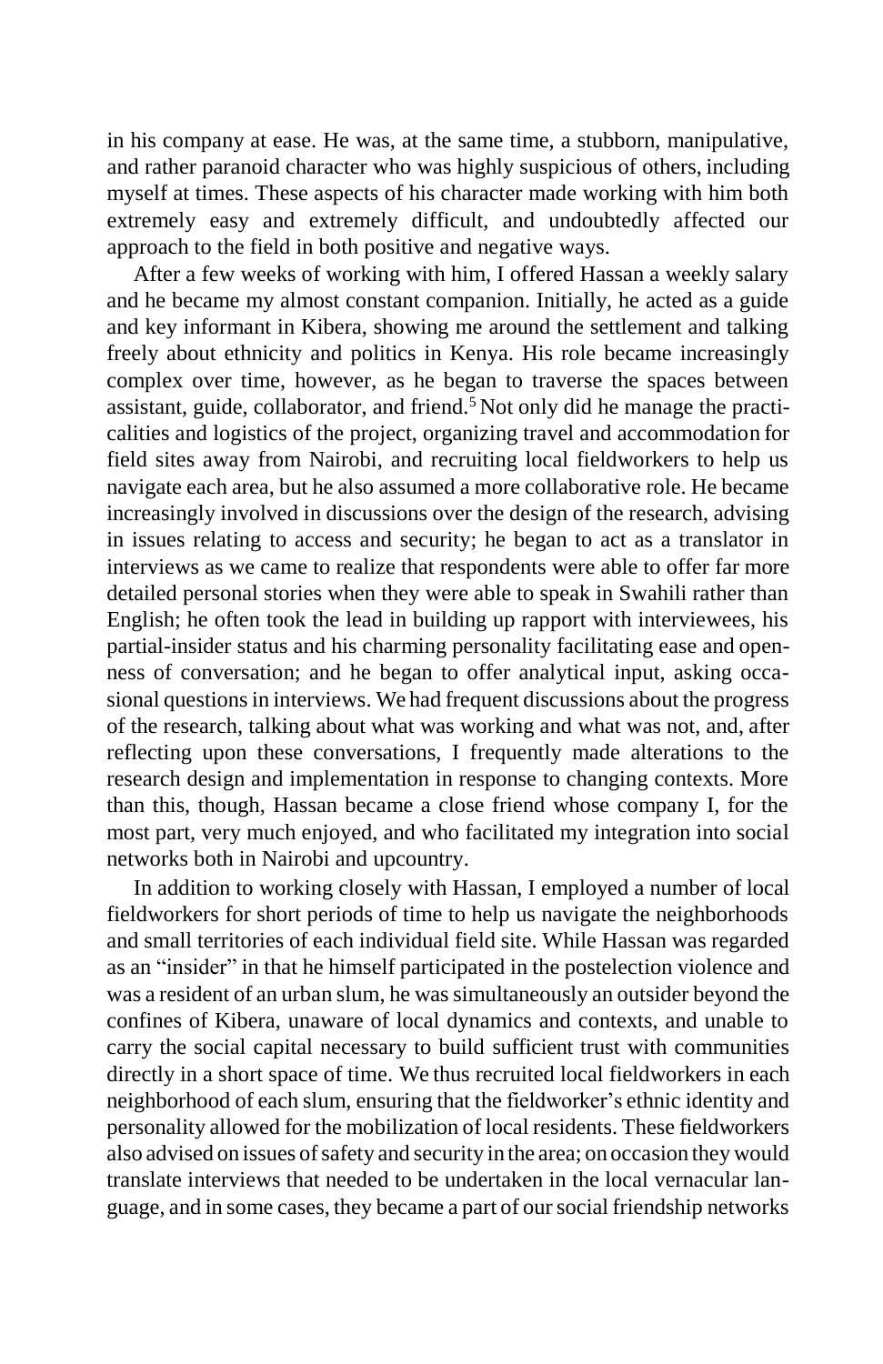in his company at ease. He was, at the same time, a stubborn, manipulative, and rather paranoid character who was highly suspicious of others, including myself at times. These aspects of his character made working with him both extremely easy and extremely difficult, and undoubtedly affected our approach to the field in both positive and negative ways.

After a few weeks of working with him, I offered Hassan a weekly salary and he became my almost constant companion. Initially, he acted as a guide and key informant in Kibera, showing me around the settlement and talking freely about ethnicity and politics in Kenya. His role became increasingly complex over time, however, as he began to traverse the spaces between assistant, guide, collaborator, and friend.[5] Not only did he manage the practicalities and logistics of the project, organizing travel and accommodation for field sites away from Nairobi, and recruiting local fieldworkers to help us navigate each area, but he also assumed a more collaborative role. He became increasingly involved in discussions over the design of the research, advising in issues relating to access and security; he began to act as a translator in interviews as we came to realize that respondents were able to offer far more detailed personal stories when they were able to speak in Swahili rather than English; he often took the lead in building up rapport with interviewees, his partial-insider status and his charming personality facilitating ease and openness of conversation; and he began to offer analytical input, asking occasional questions in interviews. We had frequent discussions about the progress of the research, talking about what was working and what was not, and, after reflecting upon these conversations, I frequently made alterations to the research design and implementation in response to changing contexts. More than this, though, Hassan became a close friend whose company I, for the most part, very much enjoyed, and who facilitated my integration into social networks both in Nairobi and upcountry.

In addition to working closely with Hassan, I employed a number of local fieldworkers for short periods of time to help us navigate the neighborhoods and small territories of each individual field site. While Hassan was regarded as an "insider" in that he himself participated in the postelection violence and was a resident of an urban slum, he was simultaneously an outsider beyond the confines of Kibera, unaware of local dynamics and contexts, and unable to carry the social capital necessary to build sufficient trust with communities directly in a short space of time. We thus recruited local fieldworkers in each neighborhood of each slum, ensuring that the fieldworker's ethnic identity and personality allowed for the mobilization of local residents. These fieldworkers also advised on issues of safety and security in the area; on occasion they would translate interviews that needed to be undertaken in the local vernacular language, and in some cases, they became a part of our social friendship networks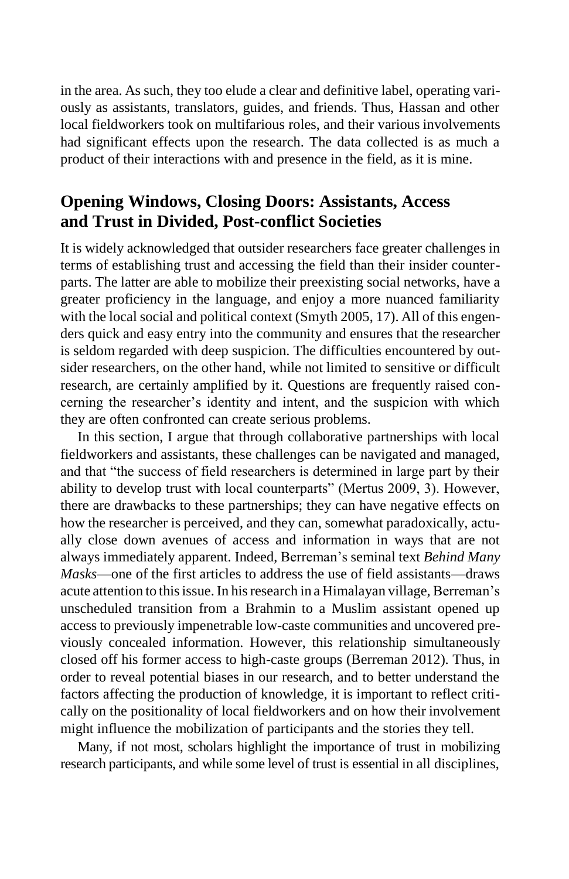in the area. As such, they too elude a clear and definitive label, operating variously as assistants, translators, guides, and friends. Thus, Hassan and other local fieldworkers took on multifarious roles, and their various involvements had significant effects upon the research. The data collected is as much a product of their interactions with and presence in the field, as it is mine.

## Opening Windows, Closing Doors: Assistants, Access and Trust in Divided, Post-conflict Societies

It is widely acknowledged that outsider researchers face greater challenges in terms of establishing trust and accessing the field than their insider counterparts. The latter are able to mobilize their preexisting social networks, have a greater proficiency in the language, and enjoy a more nuanced familiarity with the local social and political context (Smyth 2005, 17). All of this engenders quick and easy entry into the community and ensures that the researcher is seldom regarded with deep suspicion. The difficulties encountered by outsider researchers, on the other hand, while not limited to sensitive or difficult research, are certainly amplified by it. Questions are frequently raised concerning the researcher's identity and intent, and the suspicion with which they are often confronted can create serious problems.

In this section, I argue that through collaborative partnerships with local fieldworkers and assistants, these challenges can be navigated and managed, and that "the success of field researchers is determined in large part by their ability to develop trust with local counterparts" (Mertus 2009, 3). However, there are drawbacks to these partnerships; they can have negative effects on how the researcher is perceived, and they can, somewhat paradoxically, actually close down avenues of access and information in ways that are not always immediately apparent. Indeed, Berreman's seminal text *Behind Many Masks*—one of the first articles to address the use of field assistants—draws acute attention to this issue. In his research in a Himalayan village, Berreman's unscheduled transition from a Brahmin to a Muslim assistant opened up access to previously impenetrable low-caste communities and uncovered previously concealed information. However, this relationship simultaneously closed off his former access to high-caste groups (Berreman 2012). Thus, in order to reveal potential biases in our research, and to better understand the factors affecting the production of knowledge, it is important to reflect critically on the positionality of local fieldworkers and on how their involvement might influence the mobilization of participants and the stories they tell.

Many, if not most, scholars highlight the importance of trust in mobilizing research participants, and while some level of trust is essential in all disciplines,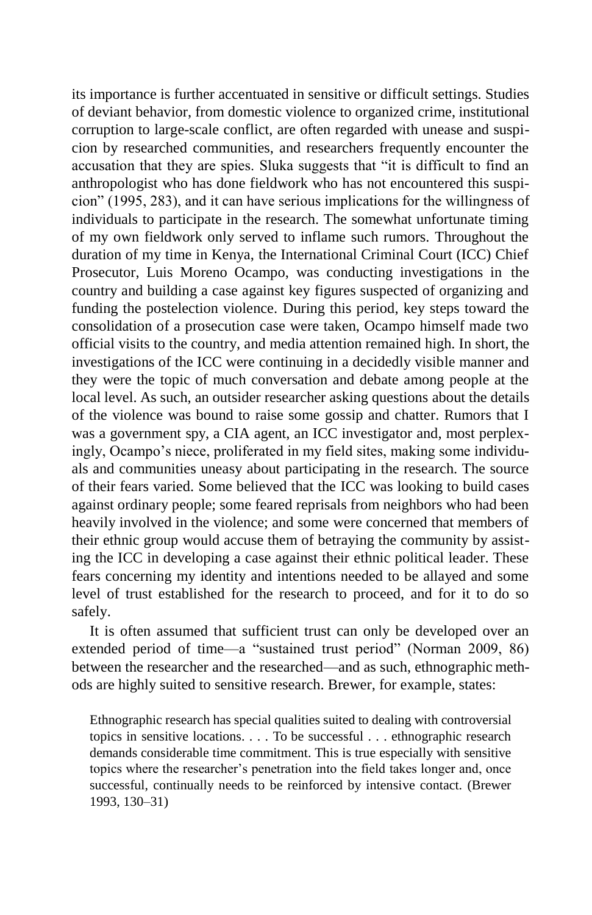its importance is further accentuated in sensitive or difficult settings. Studies of deviant behavior, from domestic violence to organized crime, institutional corruption to large-scale conflict, are often regarded with unease and suspicion by researched communities, and researchers frequently encounter the accusation that they are spies. Sluka suggests that "it is difficult to find an anthropologist who has done fieldwork who has not encountered this suspicion" (1995, 283), and it can have serious implications for the willingness of individuals to participate in the research. The somewhat unfortunate timing of my own fieldwork only served to inflame such rumors. Throughout the duration of my time in Kenya, the International Criminal Court (ICC) Chief Prosecutor, Luis Moreno Ocampo, was conducting investigations in the country and building a case against key figures suspected of organizing and funding the postelection violence. During this period, key steps toward the consolidation of a prosecution case were taken, Ocampo himself made two official visits to the country, and media attention remained high. In short, the investigations of the ICC were continuing in a decidedly visible manner and they were the topic of much conversation and debate among people at the local level. As such, an outsider researcher asking questions about the details of the violence was bound to raise some gossip and chatter. Rumors that I was a government spy, a CIA agent, an ICC investigator and, most perplexingly, Ocampo's niece, proliferated in my field sites, making some individuals and communities uneasy about participating in the research. The source of their fears varied. Some believed that the ICC was looking to build cases against ordinary people; some feared reprisals from neighbors who had been heavily involved in the violence; and some were concerned that members of their ethnic group would accuse them of betraying the community by assisting the ICC in developing a case against their ethnic political leader. These fears concerning my identity and intentions needed to be allayed and some level of trust established for the research to proceed, and for it to do so safely.

It is often assumed that sufficient trust can only be developed over an extended period of time—a "sustained trust period" (Norman 2009, 86) between the researcher and the researched—and as such, ethnographic methods are highly suited to sensitive research. Brewer, for example, states:

> Ethnographic research has special qualities suited to dealing with controversial topics in sensitive locations. . . . To be successful . . . ethnographic research demands considerable time commitment. This is true especially with sensitive topics where the researcher's penetration into the field takes longer and, once successful, continually needs to be reinforced by intensive contact. (Brewer 1993, 130–31)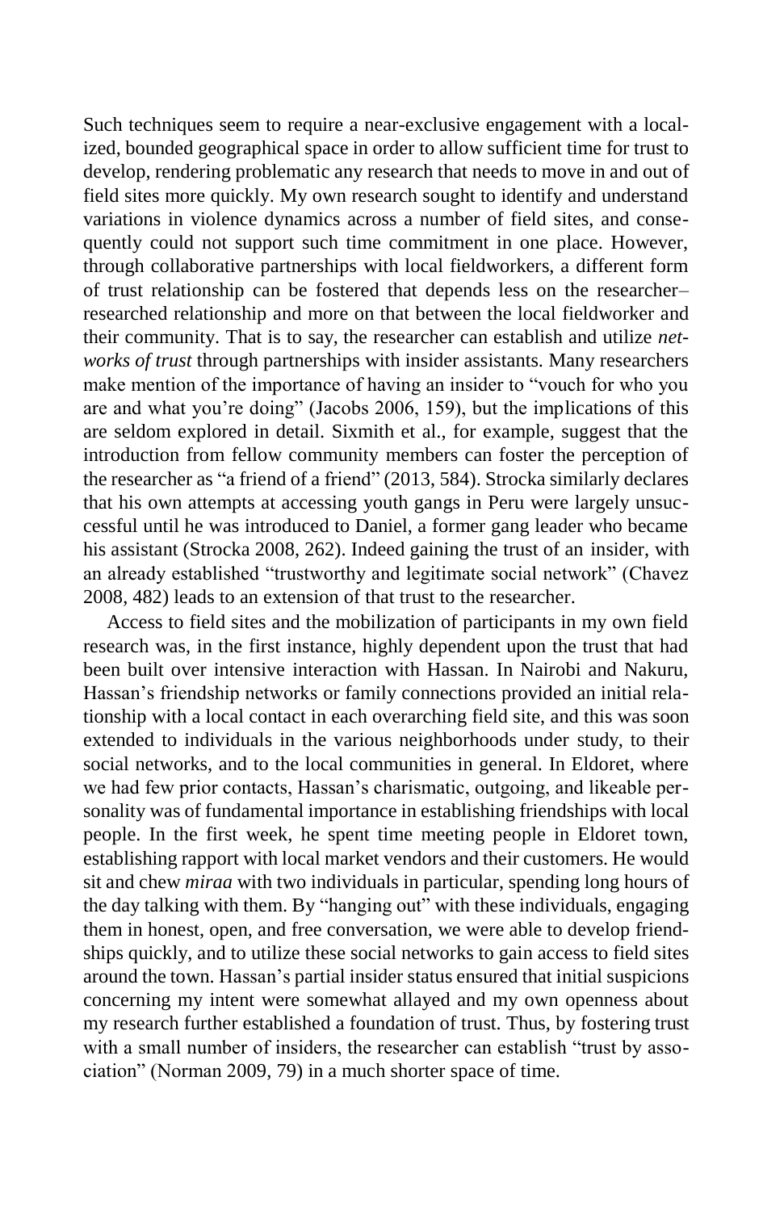Such techniques seem to require a near-exclusive engagement with a localized, bounded geographical space in order to allow sufficient time for trust to develop, rendering problematic any research that needs to move in and out of field sites more quickly. My own research sought to identify and understand variations in violence dynamics across a number of field sites, and consequently could not support such time commitment in one place. However, through collaborative partnerships with local fieldworkers, a different form of trust relationship can be fostered that depends less on the researcher–researched relationship and more on that between the local fieldworker and their community. That is to say, the researcher can establish and utilize *networks of trust* through partnerships with insider assistants. Many researchers make mention of the importance of having an insider to "vouch for who you are and what you're doing" (Jacobs 2006, 159), but the implications of this are seldom explored in detail. Sixmith et al., for example, suggest that the introduction from fellow community members can foster the perception of the researcher as "a friend of a friend" (2013, 584). Strocka similarly declares that his own attempts at accessing youth gangs in Peru were largely unsuccessful until he was introduced to Daniel, a former gang leader who became his assistant (Strocka 2008, 262). Indeed gaining the trust of an insider, with an already established "trustworthy and legitimate social network" (Chavez 2008, 482) leads to an extension of that trust to the researcher.

Access to field sites and the mobilization of participants in my own field research was, in the first instance, highly dependent upon the trust that had been built over intensive interaction with Hassan. In Nairobi and Nakuru, Hassan's friendship networks or family connections provided an initial relationship with a local contact in each overarching field site, and this was soon extended to individuals in the various neighborhoods under study, to their social networks, and to the local communities in general. In Eldoret, where we had few prior contacts, Hassan's charismatic, outgoing, and likeable personality was of fundamental importance in establishing friendships with local people. In the first week, he spent time meeting people in Eldoret town, establishing rapport with local market vendors and their customers. He would sit and chew *miraa* with two individuals in particular, spending long hours of the day talking with them. By "hanging out" with these individuals, engaging them in honest, open, and free conversation, we were able to develop friendships quickly, and to utilize these social networks to gain access to field sites around the town. Hassan's partial insider status ensured that initial suspicions concerning my intent were somewhat allayed and my own openness about my research further established a foundation of trust. Thus, by fostering trust with a small number of insiders, the researcher can establish "trust by association" (Norman 2009, 79) in a much shorter space of time.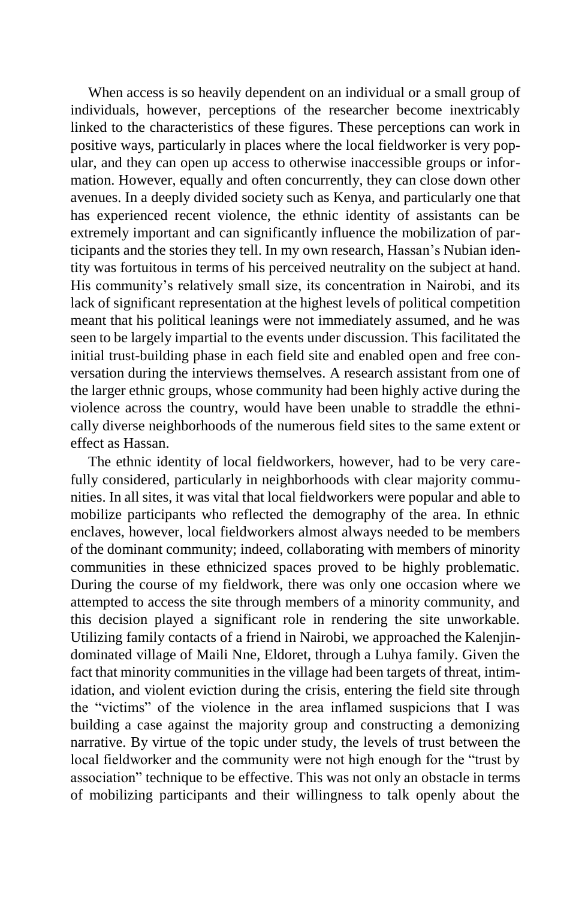When access is so heavily dependent on an individual or a small group of individuals, however, perceptions of the researcher become inextricably linked to the characteristics of these figures. These perceptions can work in positive ways, particularly in places where the local fieldworker is very popular, and they can open up access to otherwise inaccessible groups or information. However, equally and often concurrently, they can close down other avenues. In a deeply divided society such as Kenya, and particularly one that has experienced recent violence, the ethnic identity of assistants can be extremely important and can significantly influence the mobilization of participants and the stories they tell. In my own research, Hassan's Nubian identity was fortuitous in terms of his perceived neutrality on the subject at hand. His community's relatively small size, its concentration in Nairobi, and its lack of significant representation at the highest levels of political competition meant that his political leanings were not immediately assumed, and he was seen to be largely impartial to the events under discussion. This facilitated the initial trust-building phase in each field site and enabled open and free conversation during the interviews themselves. A research assistant from one of the larger ethnic groups, whose community had been highly active during the violence across the country, would have been unable to straddle the ethnically diverse neighborhoods of the numerous field sites to the same extent or effect as Hassan.

The ethnic identity of local fieldworkers, however, had to be very carefully considered, particularly in neighborhoods with clear majority communities. In all sites, it was vital that local fieldworkers were popular and able to mobilize participants who reflected the demography of the area. In ethnic enclaves, however, local fieldworkers almost always needed to be members of the dominant community; indeed, collaborating with members of minority communities in these ethnicized spaces proved to be highly problematic. During the course of my fieldwork, there was only one occasion where we attempted to access the site through members of a minority community, and this decision played a significant role in rendering the site unworkable. Utilizing family contacts of a friend in Nairobi, we approached the Kalenjin-dominated village of Maili Nne, Eldoret, through a Luhya family. Given the fact that minority communities in the village had been targets of threat, intimidation, and violent eviction during the crisis, entering the field site through the "victims" of the violence in the area inflamed suspicions that I was building a case against the majority group and constructing a demonizing narrative. By virtue of the topic under study, the levels of trust between the local fieldworker and the community were not high enough for the "trust by association" technique to be effective. This was not only an obstacle in terms of mobilizing participants and their willingness to talk openly about the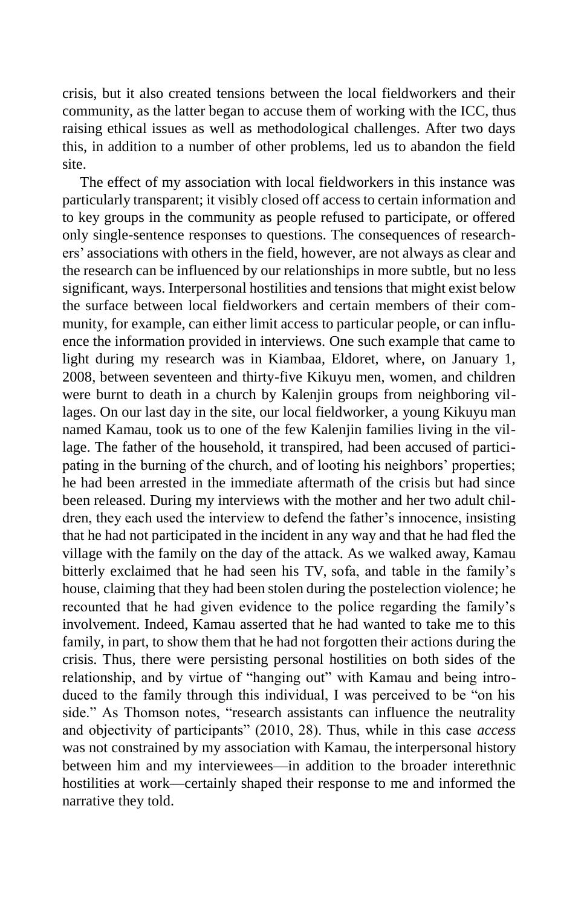crisis, but it also created tensions between the local fieldworkers and their community, as the latter began to accuse them of working with the ICC, thus raising ethical issues as well as methodological challenges. After two days this, in addition to a number of other problems, led us to abandon the field site.

The effect of my association with local fieldworkers in this instance was particularly transparent; it visibly closed off access to certain information and to key groups in the community as people refused to participate, or offered only single-sentence responses to questions. The consequences of researchers' associations with others in the field, however, are not always as clear and the research can be influenced by our relationships in more subtle, but no less significant, ways. Interpersonal hostilities and tensions that might exist below the surface between local fieldworkers and certain members of their community, for example, can either limit access to particular people, or can influence the information provided in interviews. One such example that came to light during my research was in Kiambaa, Eldoret, where, on January 1, 2008, between seventeen and thirty-five Kikuyu men, women, and children were burnt to death in a church by Kalenjin groups from neighboring villages. On our last day in the site, our local fieldworker, a young Kikuyu man named Kamau, took us to one of the few Kalenjin families living in the village. The father of the household, it transpired, had been accused of participating in the burning of the church, and of looting his neighbors' properties; he had been arrested in the immediate aftermath of the crisis but had since been released. During my interviews with the mother and her two adult children, they each used the interview to defend the father's innocence, insisting that he had not participated in the incident in any way and that he had fled the village with the family on the day of the attack. As we walked away, Kamau bitterly exclaimed that he had seen his TV, sofa, and table in the family's house, claiming that they had been stolen during the postelection violence; he recounted that he had given evidence to the police regarding the family's involvement. Indeed, Kamau asserted that he had wanted to take me to this family, in part, to show them that he had not forgotten their actions during the crisis. Thus, there were persisting personal hostilities on both sides of the relationship, and by virtue of "hanging out" with Kamau and being introduced to the family through this individual, I was perceived to be "on his side." As Thomson notes, "research assistants can influence the neutrality and objectivity of participants" (2010, 28). Thus, while in this case *access* was not constrained by my association with Kamau, the interpersonal history between him and my interviewees—in addition to the broader interethnic hostilities at work—certainly shaped their response to me and informed the narrative they told.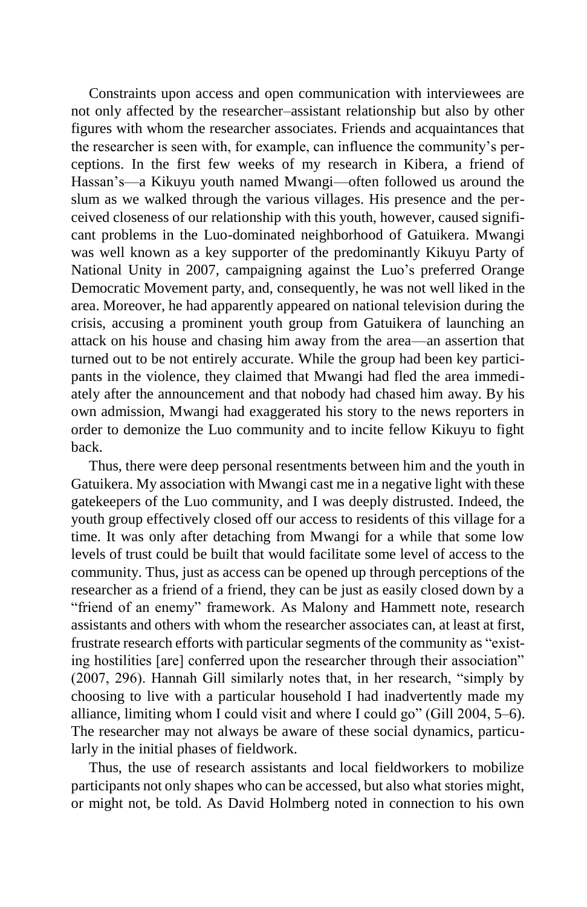Constraints upon access and open communication with interviewees are not only affected by the researcher–assistant relationship but also by other figures with whom the researcher associates. Friends and acquaintances that the researcher is seen with, for example, can influence the community's perceptions. In the first few weeks of my research in Kibera, a friend of Hassan's—a Kikuyu youth named Mwangi—often followed us around the slum as we walked through the various villages. His presence and the perceived closeness of our relationship with this youth, however, caused significant problems in the Luo-dominated neighborhood of Gatuikera. Mwangi was well known as a key supporter of the predominantly Kikuyu Party of National Unity in 2007, campaigning against the Luo's preferred Orange Democratic Movement party, and, consequently, he was not well liked in the area. Moreover, he had apparently appeared on national television during the crisis, accusing a prominent youth group from Gatuikera of launching an attack on his house and chasing him away from the area—an assertion that turned out to be not entirely accurate. While the group had been key participants in the violence, they claimed that Mwangi had fled the area immediately after the announcement and that nobody had chased him away. By his own admission, Mwangi had exaggerated his story to the news reporters in order to demonize the Luo community and to incite fellow Kikuyu to fight back.

Thus, there were deep personal resentments between him and the youth in Gatuikera. My association with Mwangi cast me in a negative light with these gatekeepers of the Luo community, and I was deeply distrusted. Indeed, the youth group effectively closed off our access to residents of this village for a time. It was only after detaching from Mwangi for a while that some low levels of trust could be built that would facilitate some level of access to the community. Thus, just as access can be opened up through perceptions of the researcher as a friend of a friend, they can be just as easily closed down by a "friend of an enemy" framework. As Malony and Hammett note, research assistants and others with whom the researcher associates can, at least at first, frustrate research efforts with particular segments of the community as "existing hostilities [are] conferred upon the researcher through their association" (2007, 296). Hannah Gill similarly notes that, in her research, "simply by choosing to live with a particular household I had inadvertently made my alliance, limiting whom I could visit and where I could go" (Gill 2004, 5–6). The researcher may not always be aware of these social dynamics, particularly in the initial phases of fieldwork.

Thus, the use of research assistants and local fieldworkers to mobilize participants not only shapes who can be accessed, but also what stories might, or might not, be told. As David Holmberg noted in connection to his own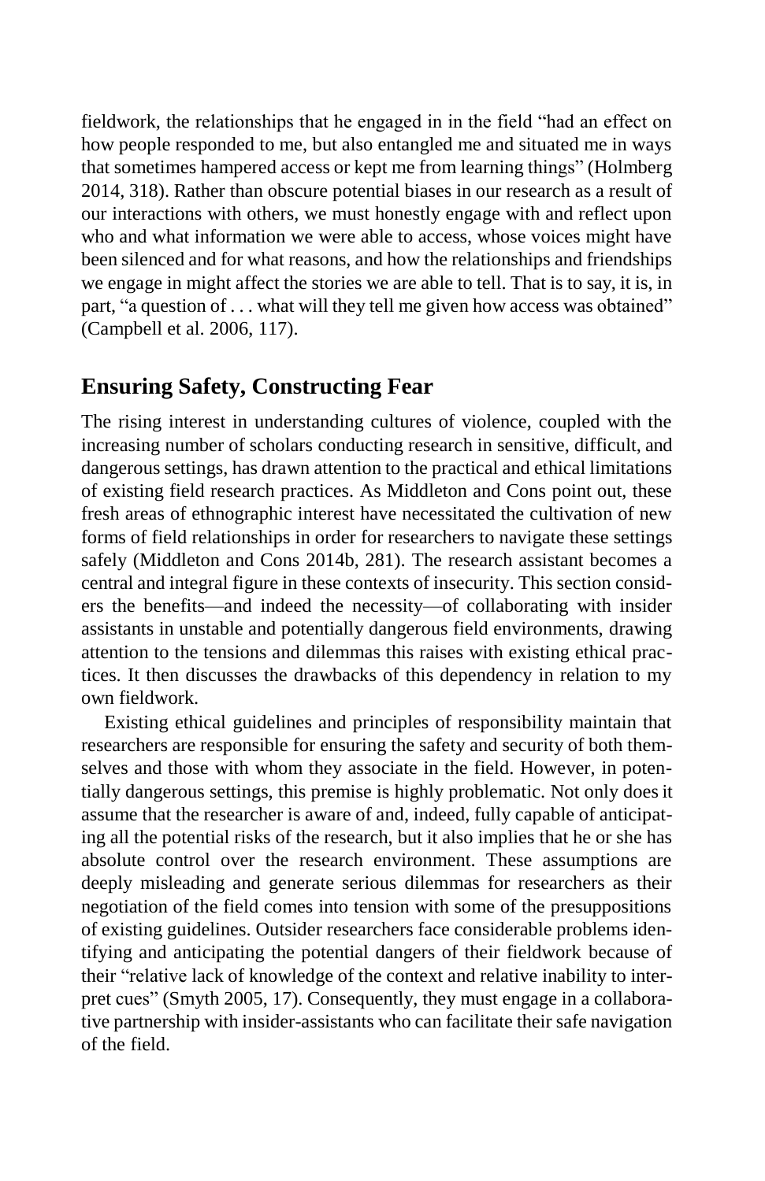fieldwork, the relationships that he engaged in in the field "had an effect on how people responded to me, but also entangled me and situated me in ways that sometimes hampered access or kept me from learning things" (Holmberg 2014, 318). Rather than obscure potential biases in our research as a result of our interactions with others, we must honestly engage with and reflect upon who and what information we were able to access, whose voices might have been silenced and for what reasons, and how the relationships and friendships we engage in might affect the stories we are able to tell. That is to say, it is, in part, "a question of . . . what will they tell me given how access was obtained" (Campbell et al. 2006, 117).

## Ensuring Safety, Constructing Fear

The rising interest in understanding cultures of violence, coupled with the increasing number of scholars conducting research in sensitive, difficult, and dangerous settings, has drawn attention to the practical and ethical limitations of existing field research practices. As Middleton and Cons point out, these fresh areas of ethnographic interest have necessitated the cultivation of new forms of field relationships in order for researchers to navigate these settings safely (Middleton and Cons 2014b, 281). The research assistant becomes a central and integral figure in these contexts of insecurity. This section considers the benefits—and indeed the necessity—of collaborating with insider assistants in unstable and potentially dangerous field environments, drawing attention to the tensions and dilemmas this raises with existing ethical practices. It then discusses the drawbacks of this dependency in relation to my own fieldwork.

Existing ethical guidelines and principles of responsibility maintain that researchers are responsible for ensuring the safety and security of both themselves and those with whom they associate in the field. However, in potentially dangerous settings, this premise is highly problematic. Not only does it assume that the researcher is aware of and, indeed, fully capable of anticipating all the potential risks of the research, but it also implies that he or she has absolute control over the research environment. These assumptions are deeply misleading and generate serious dilemmas for researchers as their negotiation of the field comes into tension with some of the presuppositions of existing guidelines. Outsider researchers face considerable problems identifying and anticipating the potential dangers of their fieldwork because of their "relative lack of knowledge of the context and relative inability to interpret cues" (Smyth 2005, 17). Consequently, they must engage in a collaborative partnership with insider-assistants who can facilitate their safe navigation of the field.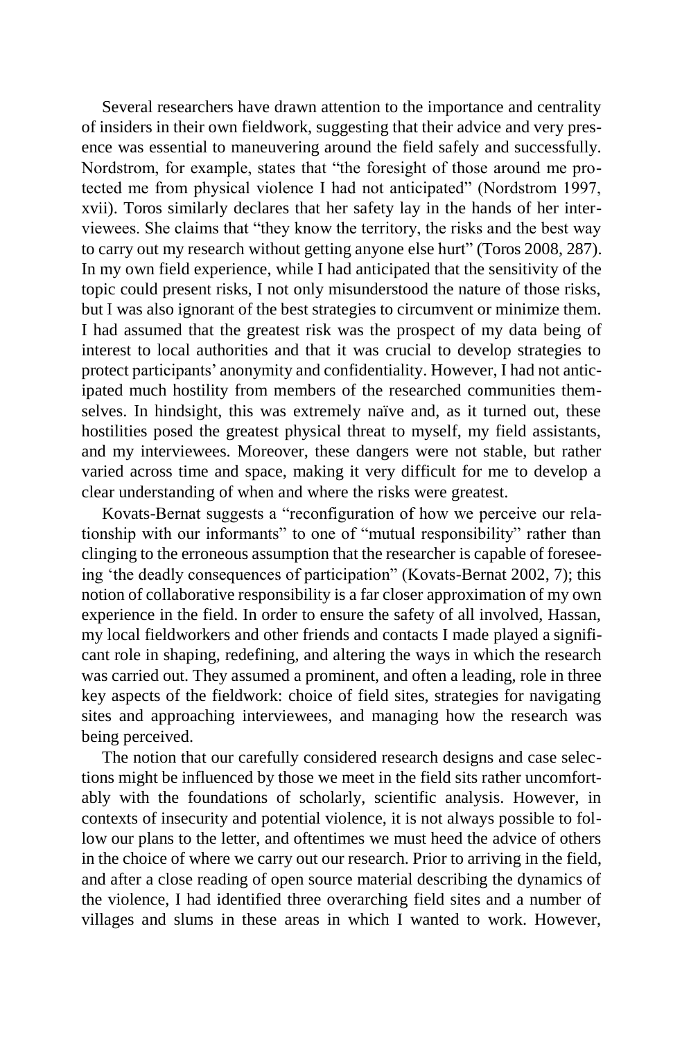Several researchers have drawn attention to the importance and centrality of insiders in their own fieldwork, suggesting that their advice and very presence was essential to maneuvering around the field safely and successfully. Nordstrom, for example, states that "the foresight of those around me protected me from physical violence I had not anticipated" (Nordstrom 1997, xvii). Toros similarly declares that her safety lay in the hands of her interviewees. She claims that "they know the territory, the risks and the best way to carry out my research without getting anyone else hurt" (Toros 2008, 287). In my own field experience, while I had anticipated that the sensitivity of the topic could present risks, I not only misunderstood the nature of those risks, but I was also ignorant of the best strategies to circumvent or minimize them. I had assumed that the greatest risk was the prospect of my data being of interest to local authorities and that it was crucial to develop strategies to protect participants' anonymity and confidentiality. However, I had not anticipated much hostility from members of the researched communities themselves. In hindsight, this was extremely naïve and, as it turned out, these hostilities posed the greatest physical threat to myself, my field assistants, and my interviewees. Moreover, these dangers were not stable, but rather varied across time and space, making it very difficult for me to develop a clear understanding of when and where the risks were greatest.

Kovats-Bernat suggests a "reconfiguration of how we perceive our relationship with our informants" to one of "mutual responsibility" rather than clinging to the erroneous assumption that the researcher is capable of foreseeing 'the deadly consequences of participation" (Kovats-Bernat 2002, 7); this notion of collaborative responsibility is a far closer approximation of my own experience in the field. In order to ensure the safety of all involved, Hassan, my local fieldworkers and other friends and contacts I made played a significant role in shaping, redefining, and altering the ways in which the research was carried out. They assumed a prominent, and often a leading, role in three key aspects of the fieldwork: choice of field sites, strategies for navigating sites and approaching interviewees, and managing how the research was being perceived.

The notion that our carefully considered research designs and case selections might be influenced by those we meet in the field sits rather uncomfortably with the foundations of scholarly, scientific analysis. However, in contexts of insecurity and potential violence, it is not always possible to follow our plans to the letter, and oftentimes we must heed the advice of others in the choice of where we carry out our research. Prior to arriving in the field, and after a close reading of open source material describing the dynamics of the violence, I had identified three overarching field sites and a number of villages and slums in these areas in which I wanted to work. However,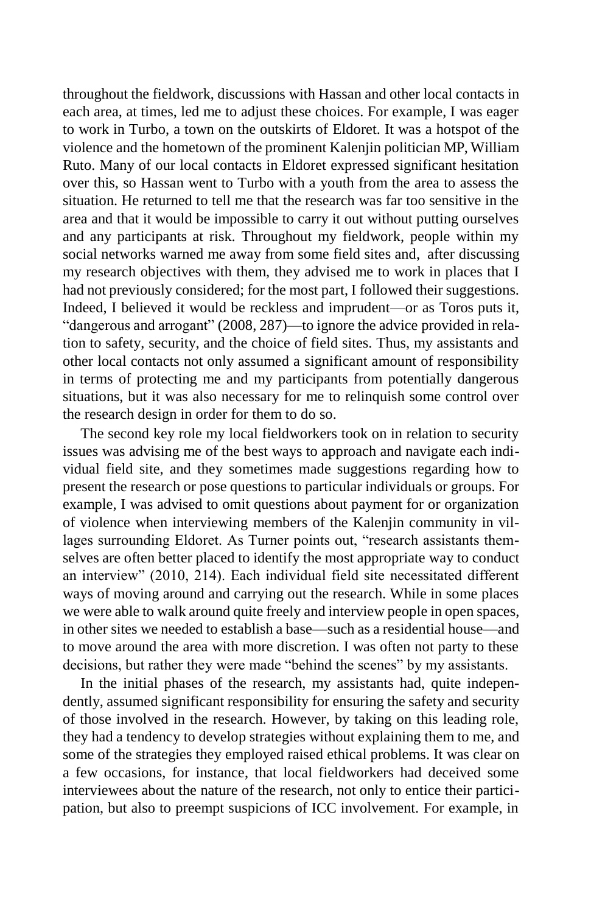throughout the fieldwork, discussions with Hassan and other local contacts in each area, at times, led me to adjust these choices. For example, I was eager to work in Turbo, a town on the outskirts of Eldoret. It was a hotspot of the violence and the hometown of the prominent Kalenjin politician MP, William Ruto. Many of our local contacts in Eldoret expressed significant hesitation over this, so Hassan went to Turbo with a youth from the area to assess the situation. He returned to tell me that the research was far too sensitive in the area and that it would be impossible to carry it out without putting ourselves and any participants at risk. Throughout my fieldwork, people within my social networks warned me away from some field sites and, after discussing my research objectives with them, they advised me to work in places that I had not previously considered; for the most part, I followed their suggestions. Indeed, I believed it would be reckless and imprudent—or as Toros puts it, "dangerous and arrogant" (2008, 287)—to ignore the advice provided in relation to safety, security, and the choice of field sites. Thus, my assistants and other local contacts not only assumed a significant amount of responsibility in terms of protecting me and my participants from potentially dangerous situations, but it was also necessary for me to relinquish some control over the research design in order for them to do so.

The second key role my local fieldworkers took on in relation to security issues was advising me of the best ways to approach and navigate each individual field site, and they sometimes made suggestions regarding how to present the research or pose questions to particular individuals or groups. For example, I was advised to omit questions about payment for or organization of violence when interviewing members of the Kalenjin community in villages surrounding Eldoret. As Turner points out, "research assistants themselves are often better placed to identify the most appropriate way to conduct an interview" (2010, 214). Each individual field site necessitated different ways of moving around and carrying out the research. While in some places we were able to walk around quite freely and interview people in open spaces, in other sites we needed to establish a base—such as a residential house—and to move around the area with more discretion. I was often not party to these decisions, but rather they were made "behind the scenes" by my assistants.

In the initial phases of the research, my assistants had, quite independently, assumed significant responsibility for ensuring the safety and security of those involved in the research. However, by taking on this leading role, they had a tendency to develop strategies without explaining them to me, and some of the strategies they employed raised ethical problems. It was clear on a few occasions, for instance, that local fieldworkers had deceived some interviewees about the nature of the research, not only to entice their participation, but also to preempt suspicions of ICC involvement. For example, in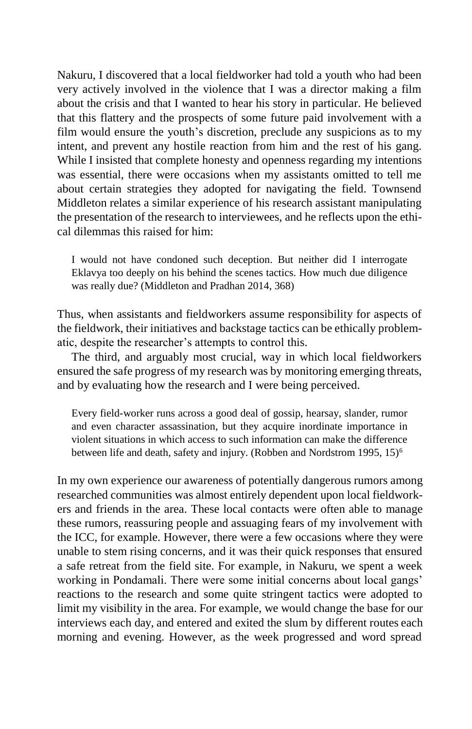Nakuru, I discovered that a local fieldworker had told a youth who had been very actively involved in the violence that I was a director making a film about the crisis and that I wanted to hear his story in particular. He believed that this flattery and the prospects of some future paid involvement with a film would ensure the youth's discretion, preclude any suspicions as to my intent, and prevent any hostile reaction from him and the rest of his gang. While I insisted that complete honesty and openness regarding my intentions was essential, there were occasions when my assistants omitted to tell me about certain strategies they adopted for navigating the field. Townsend Middleton relates a similar experience of his research assistant manipulating the presentation of the research to interviewees, and he reflects upon the ethical dilemmas this raised for him:

> I would not have condoned such deception. But neither did I interrogate Eklavya too deeply on his behind the scenes tactics. How much due diligence was really due? (Middleton and Pradhan 2014, 368)

Thus, when assistants and fieldworkers assume responsibility for aspects of the fieldwork, their initiatives and backstage tactics can be ethically problematic, despite the researcher's attempts to control this.

The third, and arguably most crucial, way in which local fieldworkers ensured the safe progress of my research was by monitoring emerging threats, and by evaluating how the research and I were being perceived.

> Every field-worker runs across a good deal of gossip, hearsay, slander, rumor and even character assassination, but they acquire inordinate importance in violent situations in which access to such information can make the difference between life and death, safety and injury. (Robben and Nordstrom 1995, 15)[6]

In my own experience our awareness of potentially dangerous rumors among researched communities was almost entirely dependent upon local fieldworkers and friends in the area. These local contacts were often able to manage these rumors, reassuring people and assuaging fears of my involvement with the ICC, for example. However, there were a few occasions where they were unable to stem rising concerns, and it was their quick responses that ensured a safe retreat from the field site. For example, in Nakuru, we spent a week working in Pondamali. There were some initial concerns about local gangs' reactions to the research and some quite stringent tactics were adopted to limit my visibility in the area. For example, we would change the base for our interviews each day, and entered and exited the slum by different routes each morning and evening. However, as the week progressed and word spread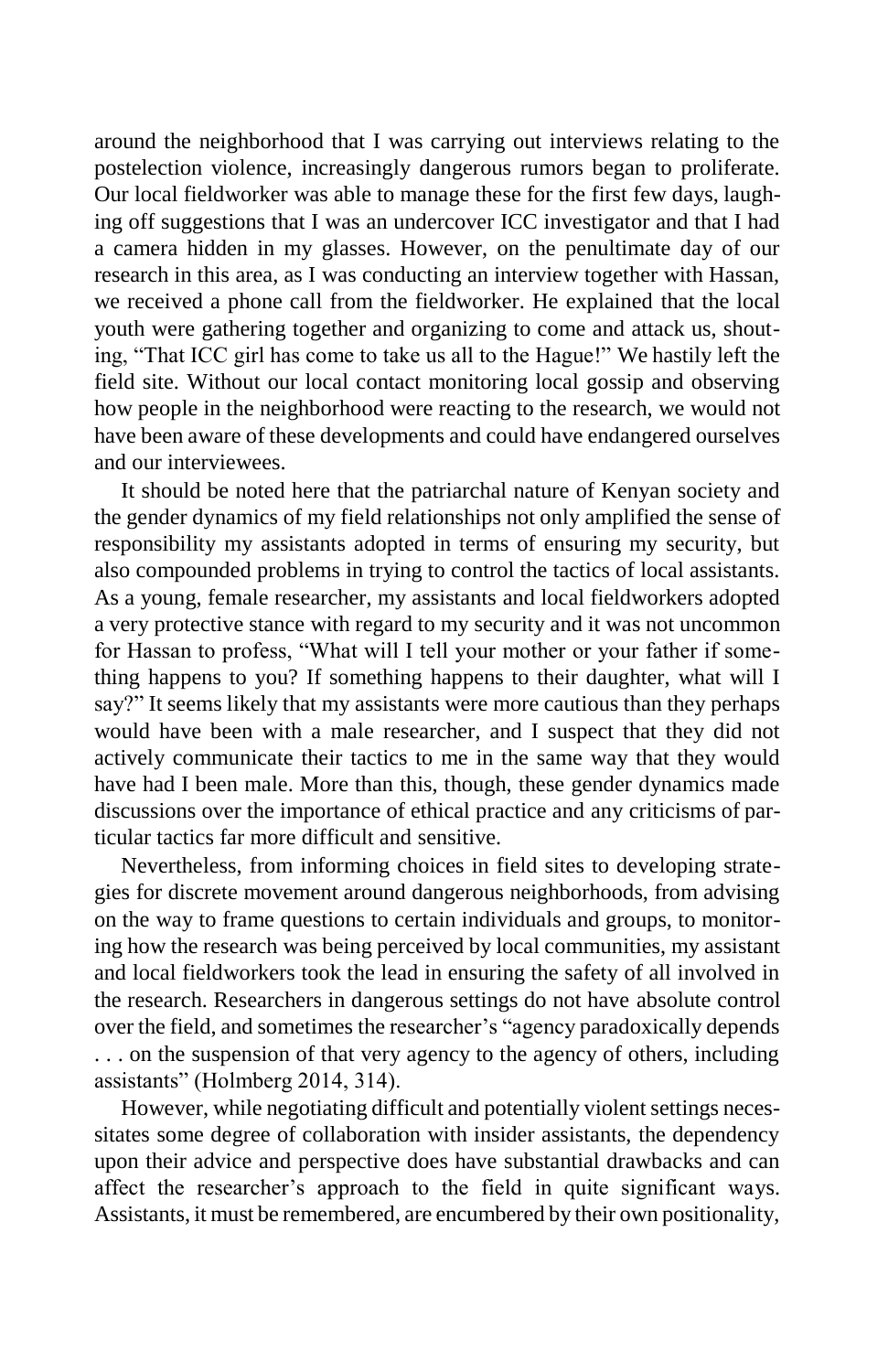around the neighborhood that I was carrying out interviews relating to the postelection violence, increasingly dangerous rumors began to proliferate. Our local fieldworker was able to manage these for the first few days, laughing off suggestions that I was an undercover ICC investigator and that I had a camera hidden in my glasses. However, on the penultimate day of our research in this area, as I was conducting an interview together with Hassan, we received a phone call from the fieldworker. He explained that the local youth were gathering together and organizing to come and attack us, shouting, "That ICC girl has come to take us all to the Hague!" We hastily left the field site. Without our local contact monitoring local gossip and observing how people in the neighborhood were reacting to the research, we would not have been aware of these developments and could have endangered ourselves and our interviewees.

It should be noted here that the patriarchal nature of Kenyan society and the gender dynamics of my field relationships not only amplified the sense of responsibility my assistants adopted in terms of ensuring my security, but also compounded problems in trying to control the tactics of local assistants. As a young, female researcher, my assistants and local fieldworkers adopted a very protective stance with regard to my security and it was not uncommon for Hassan to profess, "What will I tell your mother or your father if something happens to you? If something happens to their daughter, what will I say?" It seems likely that my assistants were more cautious than they perhaps would have been with a male researcher, and I suspect that they did not actively communicate their tactics to me in the same way that they would have had I been male. More than this, though, these gender dynamics made discussions over the importance of ethical practice and any criticisms of particular tactics far more difficult and sensitive.

Nevertheless, from informing choices in field sites to developing strategies for discrete movement around dangerous neighborhoods, from advising on the way to frame questions to certain individuals and groups, to monitoring how the research was being perceived by local communities, my assistant and local fieldworkers took the lead in ensuring the safety of all involved in the research. Researchers in dangerous settings do not have absolute control over the field, and sometimes the researcher's "agency paradoxically depends . . . on the suspension of that very agency to the agency of others, including assistants" (Holmberg 2014, 314).

However, while negotiating difficult and potentially violent settings necessitates some degree of collaboration with insider assistants, the dependency upon their advice and perspective does have substantial drawbacks and can affect the researcher's approach to the field in quite significant ways. Assistants, it must be remembered, are encumbered by their own positionality,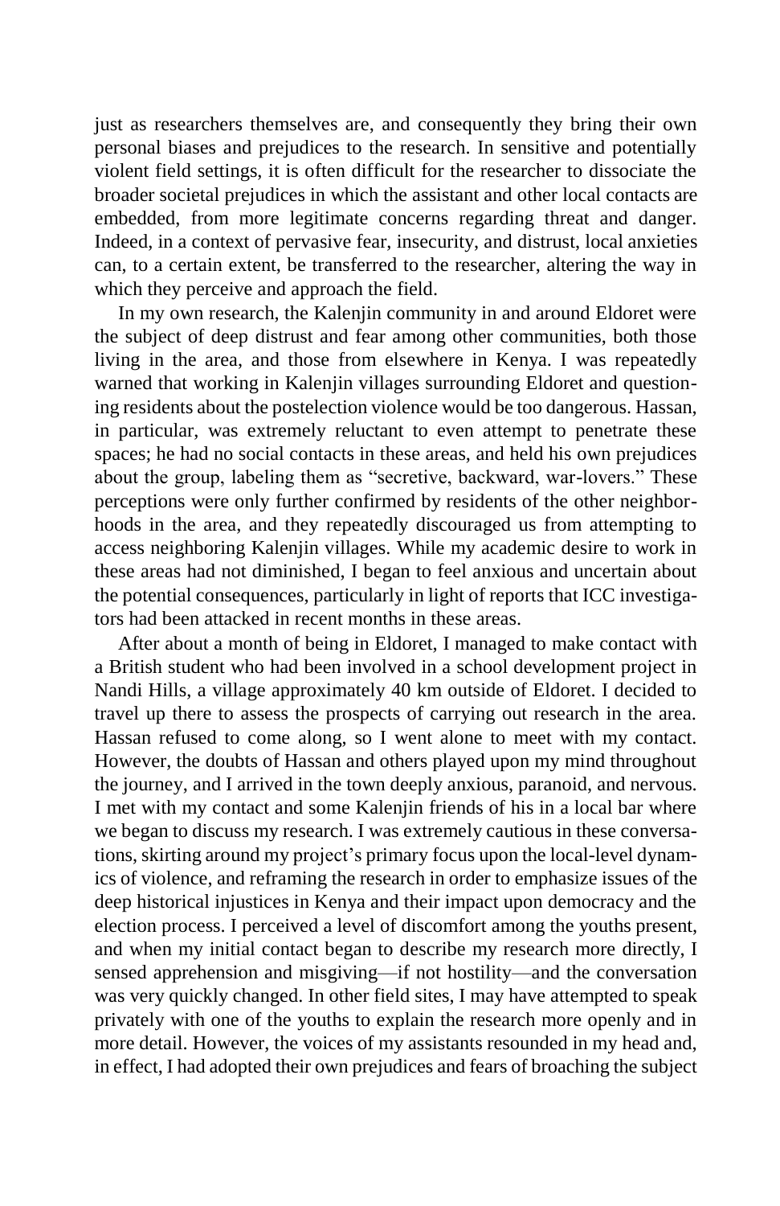just as researchers themselves are, and consequently they bring their own personal biases and prejudices to the research. In sensitive and potentially violent field settings, it is often difficult for the researcher to dissociate the broader societal prejudices in which the assistant and other local contacts are embedded, from more legitimate concerns regarding threat and danger. Indeed, in a context of pervasive fear, insecurity, and distrust, local anxieties can, to a certain extent, be transferred to the researcher, altering the way in which they perceive and approach the field.

In my own research, the Kalenjin community in and around Eldoret were the subject of deep distrust and fear among other communities, both those living in the area, and those from elsewhere in Kenya. I was repeatedly warned that working in Kalenjin villages surrounding Eldoret and questioning residents about the postelection violence would be too dangerous. Hassan, in particular, was extremely reluctant to even attempt to penetrate these spaces; he had no social contacts in these areas, and held his own prejudices about the group, labeling them as "secretive, backward, war-lovers." These perceptions were only further confirmed by residents of the other neighborhoods in the area, and they repeatedly discouraged us from attempting to access neighboring Kalenjin villages. While my academic desire to work in these areas had not diminished, I began to feel anxious and uncertain about the potential consequences, particularly in light of reports that ICC investigators had been attacked in recent months in these areas.

After about a month of being in Eldoret, I managed to make contact with a British student who had been involved in a school development project in Nandi Hills, a village approximately 40 km outside of Eldoret. I decided to travel up there to assess the prospects of carrying out research in the area. Hassan refused to come along, so I went alone to meet with my contact. However, the doubts of Hassan and others played upon my mind throughout the journey, and I arrived in the town deeply anxious, paranoid, and nervous. I met with my contact and some Kalenjin friends of his in a local bar where we began to discuss my research. I was extremely cautious in these conversations, skirting around my project's primary focus upon the local-level dynamics of violence, and reframing the research in order to emphasize issues of the deep historical injustices in Kenya and their impact upon democracy and the election process. I perceived a level of discomfort among the youths present, and when my initial contact began to describe my research more directly, I sensed apprehension and misgiving—if not hostility—and the conversation was very quickly changed. In other field sites, I may have attempted to speak privately with one of the youths to explain the research more openly and in more detail. However, the voices of my assistants resounded in my head and, in effect, I had adopted their own prejudices and fears of broaching the subject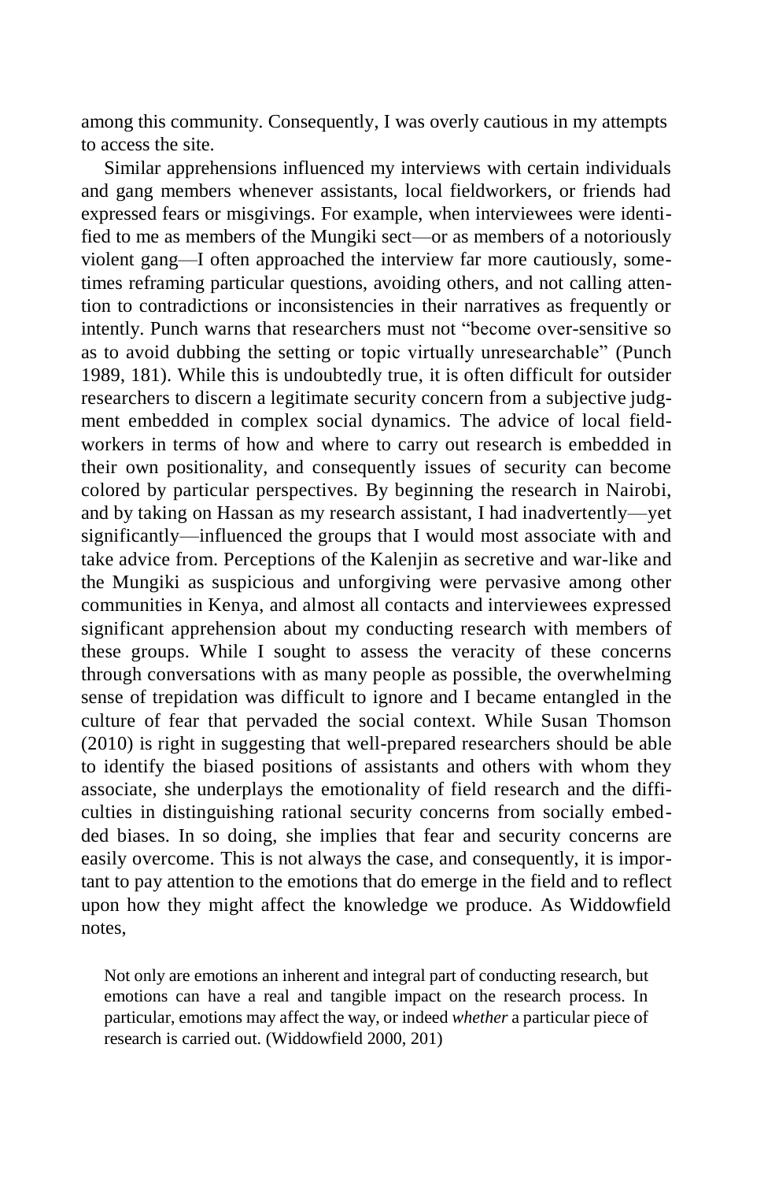among this community. Consequently, I was overly cautious in my attempts to access the site.

Similar apprehensions influenced my interviews with certain individuals and gang members whenever assistants, local fieldworkers, or friends had expressed fears or misgivings. For example, when interviewees were identified to me as members of the Mungiki sect—or as members of a notoriously violent gang—I often approached the interview far more cautiously, sometimes reframing particular questions, avoiding others, and not calling attention to contradictions or inconsistencies in their narratives as frequently or intently. Punch warns that researchers must not "become over-sensitive so as to avoid dubbing the setting or topic virtually unresearchable" (Punch 1989, 181). While this is undoubtedly true, it is often difficult for outsider researchers to discern a legitimate security concern from a subjective judgment embedded in complex social dynamics. The advice of local fieldworkers in terms of how and where to carry out research is embedded in their own positionality, and consequently issues of security can become colored by particular perspectives. By beginning the research in Nairobi, and by taking on Hassan as my research assistant, I had inadvertently—yet significantly—influenced the groups that I would most associate with and take advice from. Perceptions of the Kalenjin as secretive and war-like and the Mungiki as suspicious and unforgiving were pervasive among other communities in Kenya, and almost all contacts and interviewees expressed significant apprehension about my conducting research with members of these groups. While I sought to assess the veracity of these concerns through conversations with as many people as possible, the overwhelming sense of trepidation was difficult to ignore and I became entangled in the culture of fear that pervaded the social context. While Susan Thomson (2010) is right in suggesting that well-prepared researchers should be able to identify the biased positions of assistants and others with whom they associate, she underplays the emotionality of field research and the difficulties in distinguishing rational security concerns from socially embedded biases. In so doing, she implies that fear and security concerns are easily overcome. This is not always the case, and consequently, it is important to pay attention to the emotions that do emerge in the field and to reflect upon how they might affect the knowledge we produce. As Widdowfield notes,

> Not only are emotions an inherent and integral part of conducting research, but emotions can have a real and tangible impact on the research process. In particular, emotions may affect the way, or indeed *whether* a particular piece of research is carried out. (Widdowfield 2000, 201)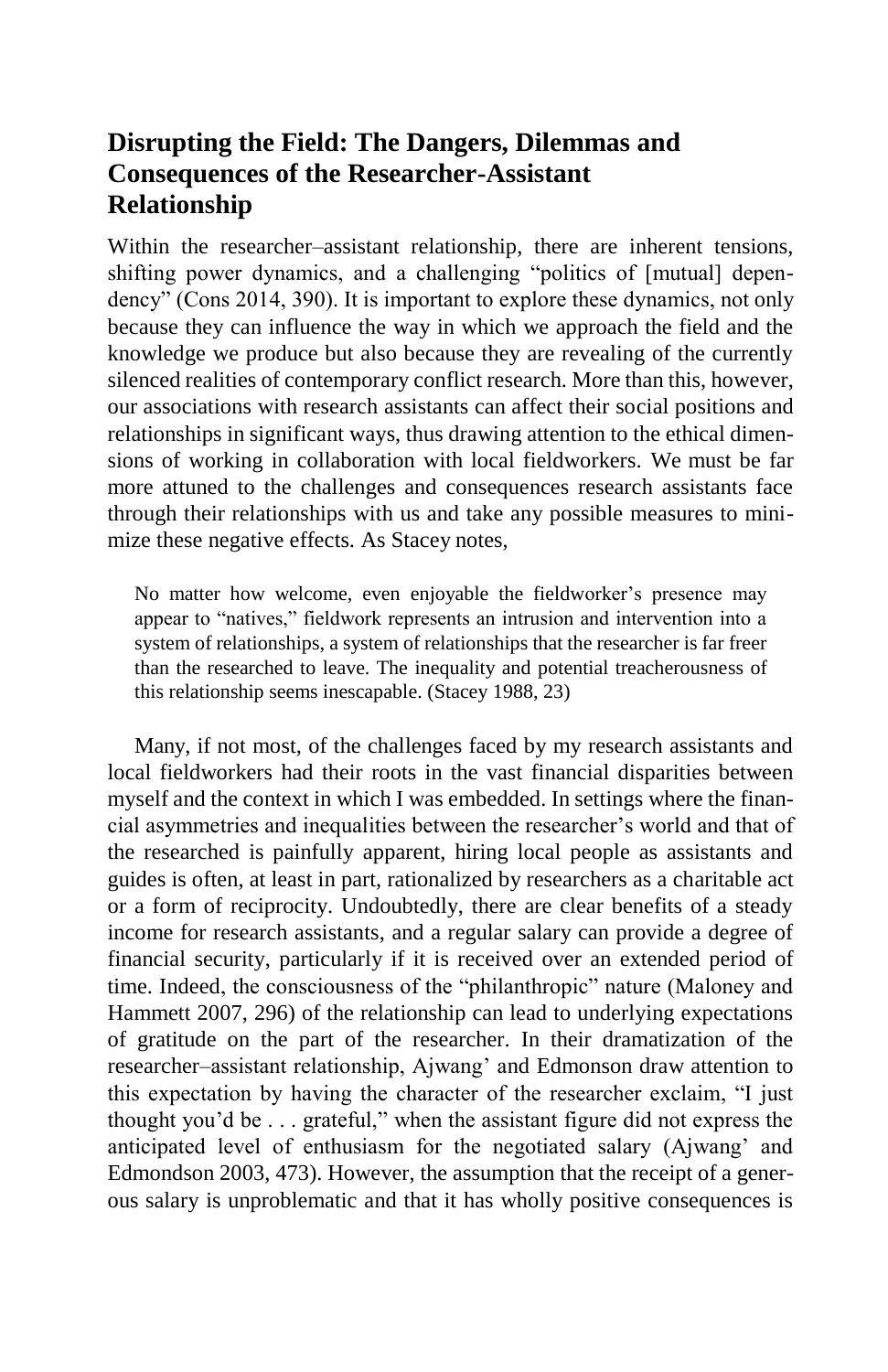## Disrupting the Field: The Dangers, Dilemmas and Consequences of the Researcher-Assistant Relationship

Within the researcher–assistant relationship, there are inherent tensions, shifting power dynamics, and a challenging "politics of [mutual] dependency" (Cons 2014, 390). It is important to explore these dynamics, not only because they can influence the way in which we approach the field and the knowledge we produce but also because they are revealing of the currently silenced realities of contemporary conflict research. More than this, however, our associations with research assistants can affect their social positions and relationships in significant ways, thus drawing attention to the ethical dimensions of working in collaboration with local fieldworkers. We must be far more attuned to the challenges and consequences research assistants face through their relationships with us and take any possible measures to minimize these negative effects. As Stacey notes,

> No matter how welcome, even enjoyable the fieldworker's presence may appear to "natives," fieldwork represents an intrusion and intervention into a system of relationships, a system of relationships that the researcher is far freer than the researched to leave. The inequality and potential treacherousness of this relationship seems inescapable. (Stacey 1988, 23)

Many, if not most, of the challenges faced by my research assistants and local fieldworkers had their roots in the vast financial disparities between myself and the context in which I was embedded. In settings where the financial asymmetries and inequalities between the researcher's world and that of the researched is painfully apparent, hiring local people as assistants and guides is often, at least in part, rationalized by researchers as a charitable act or a form of reciprocity. Undoubtedly, there are clear benefits of a steady income for research assistants, and a regular salary can provide a degree of financial security, particularly if it is received over an extended period of time. Indeed, the consciousness of the "philanthropic" nature (Maloney and Hammett 2007, 296) of the relationship can lead to underlying expectations of gratitude on the part of the researcher. In their dramatization of the researcher–assistant relationship, Ajwang' and Edmonson draw attention to this expectation by having the character of the researcher exclaim, "I just thought you'd be . . . grateful," when the assistant figure did not express the anticipated level of enthusiasm for the negotiated salary (Ajwang' and Edmondson 2003, 473). However, the assumption that the receipt of a generous salary is unproblematic and that it has wholly positive consequences is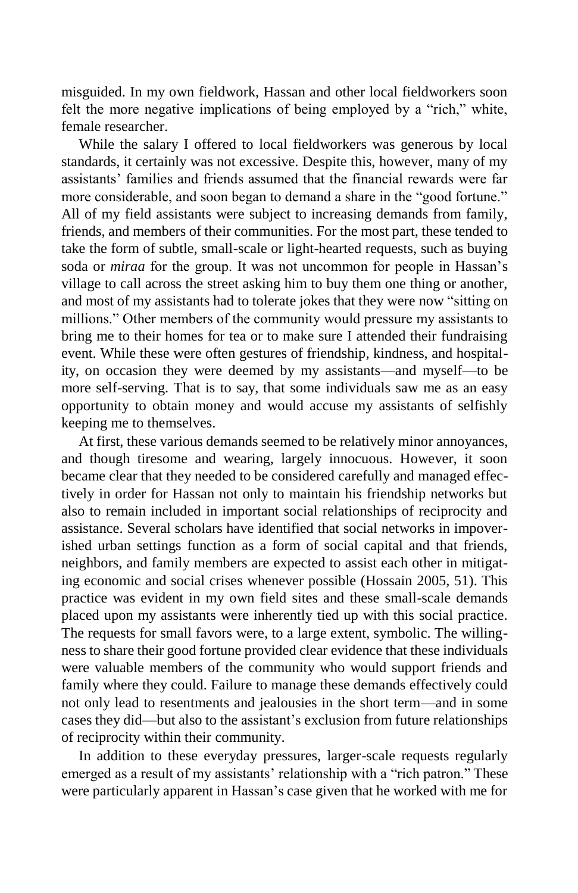misguided. In my own fieldwork, Hassan and other local fieldworkers soon felt the more negative implications of being employed by a "rich," white, female researcher.

While the salary I offered to local fieldworkers was generous by local standards, it certainly was not excessive. Despite this, however, many of my assistants' families and friends assumed that the financial rewards were far more considerable, and soon began to demand a share in the "good fortune." All of my field assistants were subject to increasing demands from family, friends, and members of their communities. For the most part, these tended to take the form of subtle, small-scale or light-hearted requests, such as buying soda or *miraa* for the group. It was not uncommon for people in Hassan's village to call across the street asking him to buy them one thing or another, and most of my assistants had to tolerate jokes that they were now "sitting on millions." Other members of the community would pressure my assistants to bring me to their homes for tea or to make sure I attended their fundraising event. While these were often gestures of friendship, kindness, and hospitality, on occasion they were deemed by my assistants—and myself—to be more self-serving. That is to say, that some individuals saw me as an easy opportunity to obtain money and would accuse my assistants of selfishly keeping me to themselves.

At first, these various demands seemed to be relatively minor annoyances, and though tiresome and wearing, largely innocuous. However, it soon became clear that they needed to be considered carefully and managed effectively in order for Hassan not only to maintain his friendship networks but also to remain included in important social relationships of reciprocity and assistance. Several scholars have identified that social networks in impoverished urban settings function as a form of social capital and that friends, neighbors, and family members are expected to assist each other in mitigating economic and social crises whenever possible (Hossain 2005, 51). This practice was evident in my own field sites and these small-scale demands placed upon my assistants were inherently tied up with this social practice. The requests for small favors were, to a large extent, symbolic. The willingness to share their good fortune provided clear evidence that these individuals were valuable members of the community who would support friends and family where they could. Failure to manage these demands effectively could not only lead to resentments and jealousies in the short term—and in some cases they did—but also to the assistant's exclusion from future relationships of reciprocity within their community.

In addition to these everyday pressures, larger-scale requests regularly emerged as a result of my assistants' relationship with a "rich patron." These were particularly apparent in Hassan's case given that he worked with me for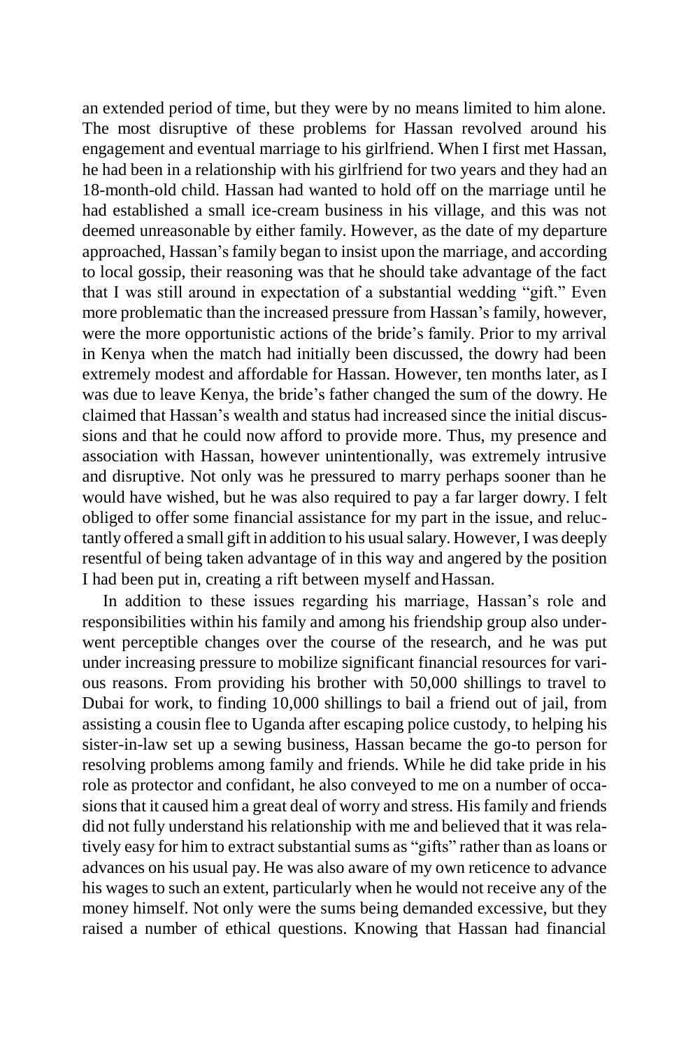an extended period of time, but they were by no means limited to him alone. The most disruptive of these problems for Hassan revolved around his engagement and eventual marriage to his girlfriend. When I first met Hassan, he had been in a relationship with his girlfriend for two years and they had an 18-month-old child. Hassan had wanted to hold off on the marriage until he had established a small ice-cream business in his village, and this was not deemed unreasonable by either family. However, as the date of my departure approached, Hassan's family began to insist upon the marriage, and according to local gossip, their reasoning was that he should take advantage of the fact that I was still around in expectation of a substantial wedding "gift." Even more problematic than the increased pressure from Hassan's family, however, were the more opportunistic actions of the bride's family. Prior to my arrival in Kenya when the match had initially been discussed, the dowry had been extremely modest and affordable for Hassan. However, ten months later, as I was due to leave Kenya, the bride's father changed the sum of the dowry. He claimed that Hassan's wealth and status had increased since the initial discussions and that he could now afford to provide more. Thus, my presence and association with Hassan, however unintentionally, was extremely intrusive and disruptive. Not only was he pressured to marry perhaps sooner than he would have wished, but he was also required to pay a far larger dowry. I felt obliged to offer some financial assistance for my part in the issue, and reluctantly offered a small gift in addition to his usual salary. However, I was deeply resentful of being taken advantage of in this way and angered by the position I had been put in, creating a rift between myself and Hassan.

In addition to these issues regarding his marriage, Hassan's role and responsibilities within his family and among his friendship group also underwent perceptible changes over the course of the research, and he was put under increasing pressure to mobilize significant financial resources for various reasons. From providing his brother with 50,000 shillings to travel to Dubai for work, to finding 10,000 shillings to bail a friend out of jail, from assisting a cousin flee to Uganda after escaping police custody, to helping his sister-in-law set up a sewing business, Hassan became the go-to person for resolving problems among family and friends. While he did take pride in his role as protector and confidant, he also conveyed to me on a number of occasions that it caused him a great deal of worry and stress. His family and friends did not fully understand his relationship with me and believed that it was relatively easy for him to extract substantial sums as "gifts" rather than as loans or advances on his usual pay. He was also aware of my own reticence to advance his wages to such an extent, particularly when he would not receive any of the money himself. Not only were the sums being demanded excessive, but they raised a number of ethical questions. Knowing that Hassan had financial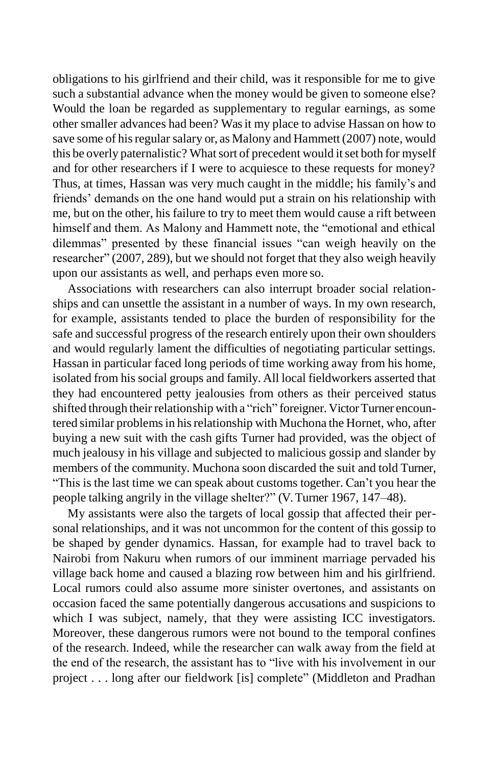obligations to his girlfriend and their child, was it responsible for me to give such a substantial advance when the money would be given to someone else? Would the loan be regarded as supplementary to regular earnings, as some other smaller advances had been? Was it my place to advise Hassan on how to save some of his regular salary or, as Malony and Hammett (2007) note, would this be overly paternalistic? What sort of precedent would it set both for myself and for other researchers if I were to acquiesce to these requests for money? Thus, at times, Hassan was very much caught in the middle; his family's and friends' demands on the one hand would put a strain on his relationship with me, but on the other, his failure to try to meet them would cause a rift between himself and them. As Malony and Hammett note, the "emotional and ethical dilemmas" presented by these financial issues "can weigh heavily on the researcher" (2007, 289), but we should not forget that they also weigh heavily upon our assistants as well, and perhaps even more so.

Associations with researchers can also interrupt broader social relationships and can unsettle the assistant in a number of ways. In my own research, for example, assistants tended to place the burden of responsibility for the safe and successful progress of the research entirely upon their own shoulders and would regularly lament the difficulties of negotiating particular settings. Hassan in particular faced long periods of time working away from his home, isolated from his social groups and family. All local fieldworkers asserted that they had encountered petty jealousies from others as their perceived status shifted through their relationship with a "rich" foreigner. Victor Turner encountered similar problems in his relationship with Muchona the Hornet, who, after buying a new suit with the cash gifts Turner had provided, was the object of much jealousy in his village and subjected to malicious gossip and slander by members of the community. Muchona soon discarded the suit and told Turner, "This is the last time we can speak about customs together. Can't you hear the people talking angrily in the village shelter?" (V. Turner 1967, 147–48).

My assistants were also the targets of local gossip that affected their personal relationships, and it was not uncommon for the content of this gossip to be shaped by gender dynamics. Hassan, for example had to travel back to Nairobi from Nakuru when rumors of our imminent marriage pervaded his village back home and caused a blazing row between him and his girlfriend. Local rumors could also assume more sinister overtones, and assistants on occasion faced the same potentially dangerous accusations and suspicions to which I was subject, namely, that they were assisting ICC investigators. Moreover, these dangerous rumors were not bound to the temporal confines of the research. Indeed, while the researcher can walk away from the field at the end of the research, the assistant has to "live with his involvement in our project . . . long after our fieldwork [is] complete" (Middleton and Pradhan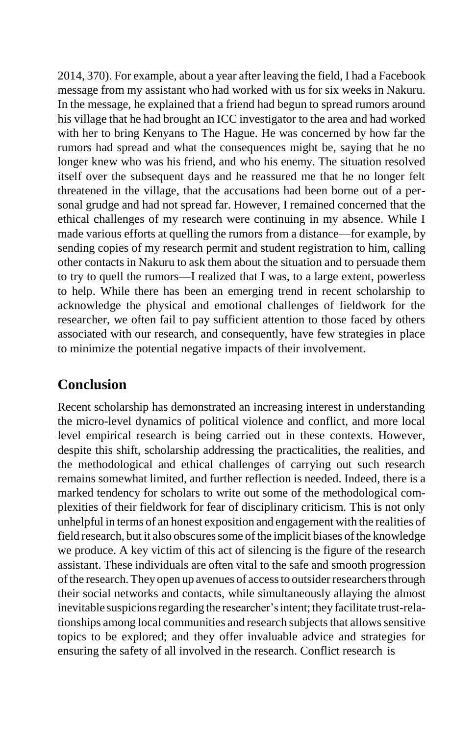2014, 370). For example, about a year after leaving the field, I had a Facebook message from my assistant who had worked with us for six weeks in Nakuru. In the message, he explained that a friend had begun to spread rumors around his village that he had brought an ICC investigator to the area and had worked with her to bring Kenyans to The Hague. He was concerned by how far the rumors had spread and what the consequences might be, saying that he no longer knew who was his friend, and who his enemy. The situation resolved itself over the subsequent days and he reassured me that he no longer felt threatened in the village, that the accusations had been borne out of a personal grudge and had not spread far. However, I remained concerned that the ethical challenges of my research were continuing in my absence. While I made various efforts at quelling the rumors from a distance—for example, by sending copies of my research permit and student registration to him, calling other contacts in Nakuru to ask them about the situation and to persuade them to try to quell the rumors—I realized that I was, to a large extent, powerless to help. While there has been an emerging trend in recent scholarship to acknowledge the physical and emotional challenges of fieldwork for the researcher, we often fail to pay sufficient attention to those faced by others associated with our research, and consequently, have few strategies in place to minimize the potential negative impacts of their involvement.

## Conclusion

Recent scholarship has demonstrated an increasing interest in understanding the micro-level dynamics of political violence and conflict, and more local level empirical research is being carried out in these contexts. However, despite this shift, scholarship addressing the practicalities, the realities, and the methodological and ethical challenges of carrying out such research remains somewhat limited, and further reflection is needed. Indeed, there is a marked tendency for scholars to write out some of the methodological complexities of their fieldwork for fear of disciplinary criticism. This is not only unhelpful in terms of an honest exposition and engagement with the realities of field research, but it also obscures some of the implicit biases of the knowledge we produce. A key victim of this act of silencing is the figure of the research assistant. These individuals are often vital to the safe and smooth progression of the research. They open up avenues of access to outsider researchers through their social networks and contacts, while simultaneously allaying the almost inevitable suspicions regarding the researcher's intent; they facilitate trust-relationships among local communities and research subjects that allows sensitive topics to be explored; and they offer invaluable advice and strategies for ensuring the safety of all involved in the research. Conflict research is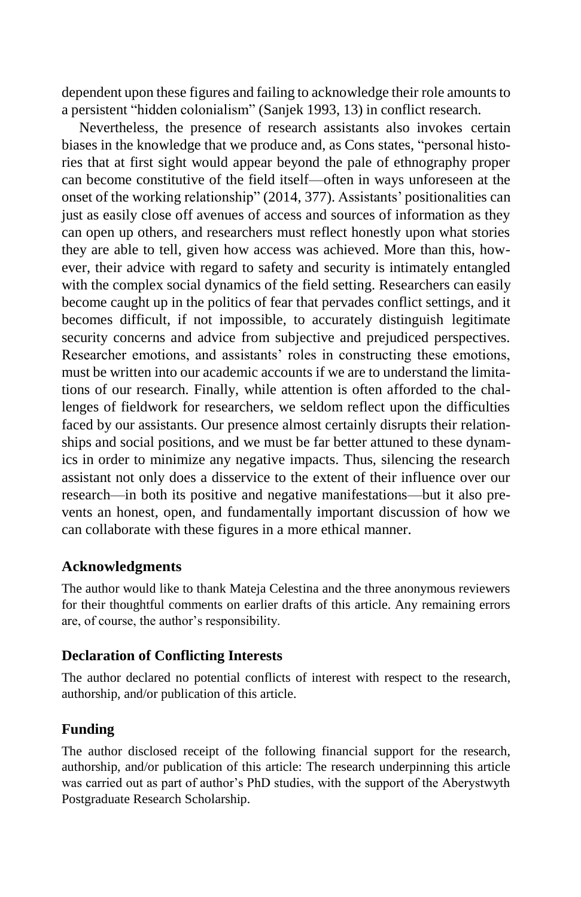dependent upon these figures and failing to acknowledge their role amounts to a persistent "hidden colonialism" (Sanjek 1993, 13) in conflict research.

Nevertheless, the presence of research assistants also invokes certain biases in the knowledge that we produce and, as Cons states, "personal histories that at first sight would appear beyond the pale of ethnography proper can become constitutive of the field itself—often in ways unforeseen at the onset of the working relationship" (2014, 377). Assistants' positionalities can just as easily close off avenues of access and sources of information as they can open up others, and researchers must reflect honestly upon what stories they are able to tell, given how access was achieved. More than this, however, their advice with regard to safety and security is intimately entangled with the complex social dynamics of the field setting. Researchers can easily become caught up in the politics of fear that pervades conflict settings, and it becomes difficult, if not impossible, to accurately distinguish legitimate security concerns and advice from subjective and prejudiced perspectives. Researcher emotions, and assistants' roles in constructing these emotions, must be written into our academic accounts if we are to understand the limitations of our research. Finally, while attention is often afforded to the challenges of fieldwork for researchers, we seldom reflect upon the difficulties faced by our assistants. Our presence almost certainly disrupts their relationships and social positions, and we must be far better attuned to these dynamics in order to minimize any negative impacts. Thus, silencing the research assistant not only does a disservice to the extent of their influence over our research—in both its positive and negative manifestations—but it also prevents an honest, open, and fundamentally important discussion of how we can collaborate with these figures in a more ethical manner.

## Acknowledgments

The author would like to thank Mateja Celestina and the three anonymous reviewers for their thoughtful comments on earlier drafts of this article. Any remaining errors are, of course, the author's responsibility.

## Declaration of Conflicting Interests

The author declared no potential conflicts of interest with respect to the research, authorship, and/or publication of this article.

## Funding

The author disclosed receipt of the following financial support for the research, authorship, and/or publication of this article: The research underpinning this article was carried out as part of author's PhD studies, with the support of the Aberystwyth Postgraduate Research Scholarship.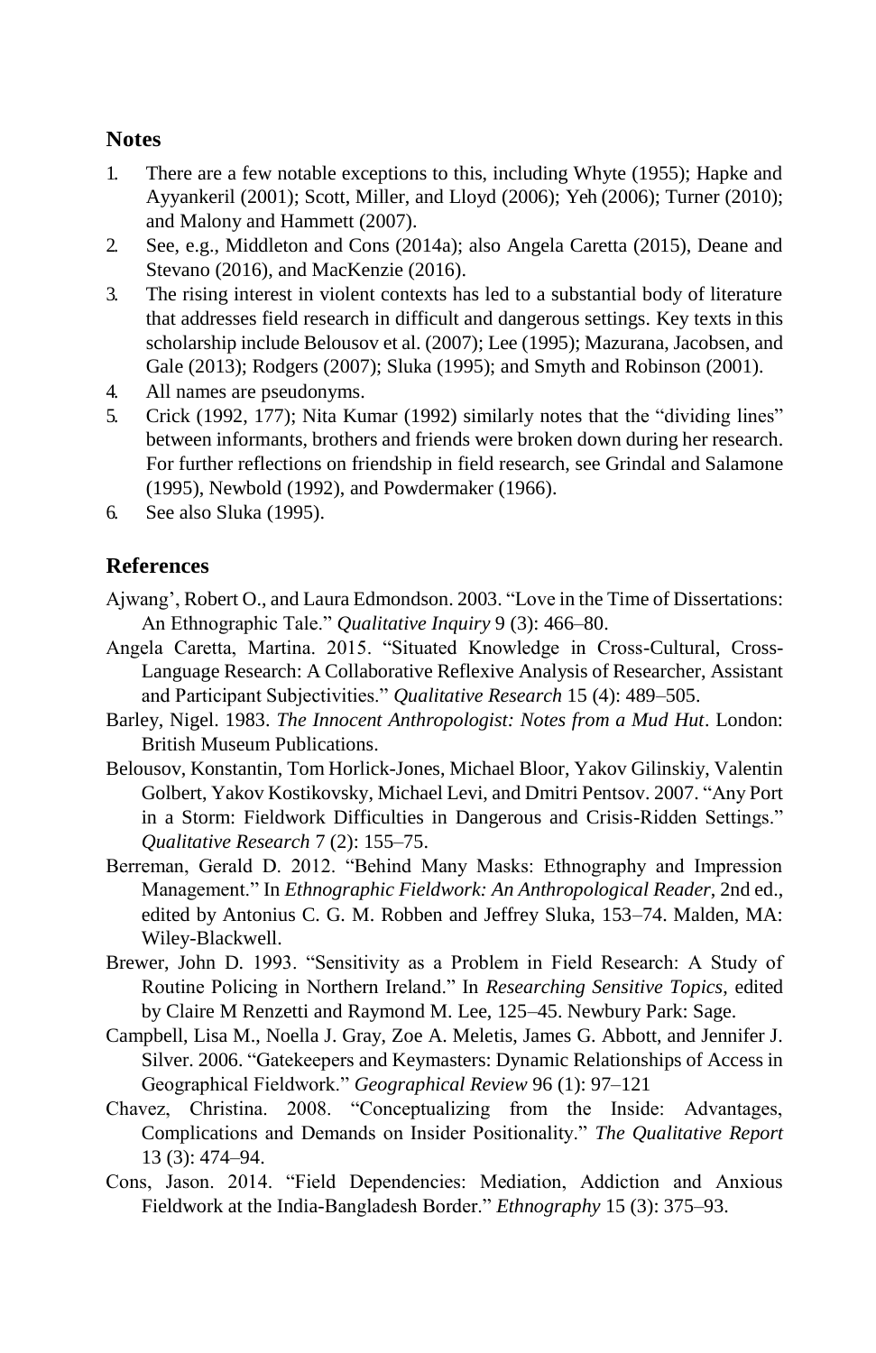## Notes

1. There are a few notable exceptions to this, including Whyte (1955); Hapke and Ayyankeril (2001); Scott, Miller, and Lloyd (2006); Yeh (2006); Turner (2010); and Malony and Hammett (2007).
2. See, e.g., Middleton and Cons (2014a); also Angela Caretta (2015), Deane and Stevano (2016), and MacKenzie (2016).
3. The rising interest in violent contexts has led to a substantial body of literature that addresses field research in difficult and dangerous settings. Key texts in this scholarship include Belousov et al. (2007); Lee (1995); Mazurana, Jacobsen, and Gale (2013); Rodgers (2007); Sluka (1995); and Smyth and Robinson (2001).
4. All names are pseudonyms.
5. Crick (1992, 177); Nita Kumar (1992) similarly notes that the "dividing lines" between informants, brothers and friends were broken down during her research. For further reflections on friendship in field research, see Grindal and Salamone (1995), Newbold (1992), and Powdermaker (1966).
6. See also Sluka (1995).

## References

Ajwang', Robert O., and Laura Edmondson. 2003. "Love in the Time of Dissertations: An Ethnographic Tale." *Qualitative Inquiry* 9 (3): 466–80.

Angela Caretta, Martina. 2015. "Situated Knowledge in Cross-Cultural, Cross-Language Research: A Collaborative Reflexive Analysis of Researcher, Assistant and Participant Subjectivities." *Qualitative Research* 15 (4): 489–505.

Barley, Nigel. 1983. *The Innocent Anthropologist: Notes from a Mud Hut*. London: British Museum Publications.

Belousov, Konstantin, Tom Horlick-Jones, Michael Bloor, Yakov Gilinskiy, Valentin Golbert, Yakov Kostikovsky, Michael Levi, and Dmitri Pentsov. 2007. "Any Port in a Storm: Fieldwork Difficulties in Dangerous and Crisis-Ridden Settings." *Qualitative Research* 7 (2): 155–75.

Berreman, Gerald D. 2012. "Behind Many Masks: Ethnography and Impression Management." In *Ethnographic Fieldwork: An Anthropological Reader*, 2nd ed., edited by Antonius C. G. M. Robben and Jeffrey Sluka, 153–74. Malden, MA: Wiley-Blackwell.

Brewer, John D. 1993. "Sensitivity as a Problem in Field Research: A Study of Routine Policing in Northern Ireland." In *Researching Sensitive Topics*, edited by Claire M Renzetti and Raymond M. Lee, 125–45. Newbury Park: Sage.

Campbell, Lisa M., Noella J. Gray, Zoe A. Meletis, James G. Abbott, and Jennifer J. Silver. 2006. "Gatekeepers and Keymasters: Dynamic Relationships of Access in Geographical Fieldwork." *Geographical Review* 96 (1): 97–121

Chavez, Christina. 2008. "Conceptualizing from the Inside: Advantages, Complications and Demands on Insider Positionality." *The Qualitative Report* 13 (3): 474–94.

Cons, Jason. 2014. "Field Dependencies: Mediation, Addiction and Anxious Fieldwork at the India-Bangladesh Border." *Ethnography* 15 (3): 375–93.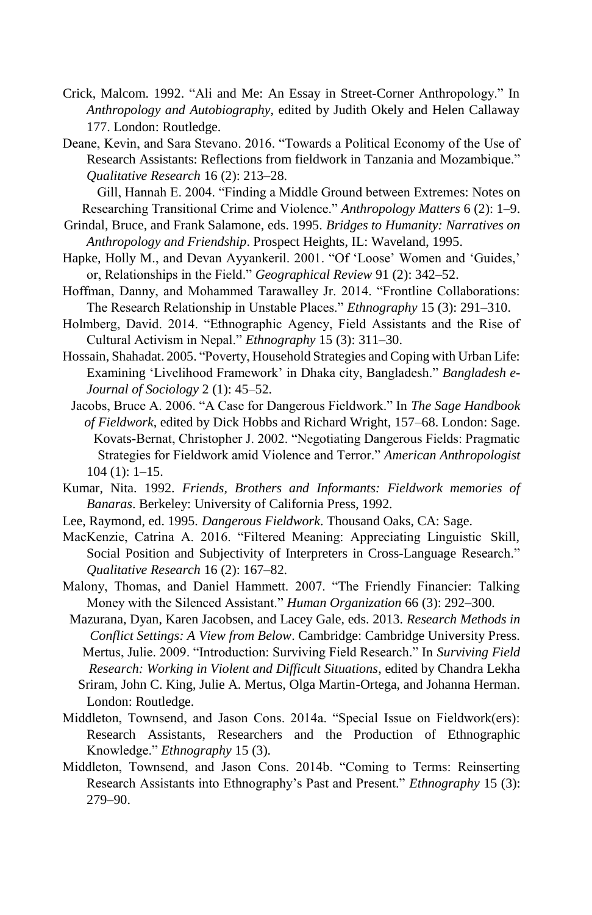Crick, Malcom. 1992. "Ali and Me: An Essay in Street-Corner Anthropology." In *Anthropology and Autobiography*, edited by Judith Okely and Helen Callaway 177. London: Routledge.

Deane, Kevin, and Sara Stevano. 2016. "Towards a Political Economy of the Use of Research Assistants: Reflections from fieldwork in Tanzania and Mozambique." *Qualitative Research* 16 (2): 213–28.

Gill, Hannah E. 2004. "Finding a Middle Ground between Extremes: Notes on Researching Transitional Crime and Violence." *Anthropology Matters* 6 (2): 1–9.

Grindal, Bruce, and Frank Salamone, eds. 1995. *Bridges to Humanity: Narratives on Anthropology and Friendship*. Prospect Heights, IL: Waveland, 1995.

Hapke, Holly M., and Devan Ayyankeril. 2001. "Of 'Loose' Women and 'Guides,' or, Relationships in the Field." *Geographical Review* 91 (2): 342–52.

Hoffman, Danny, and Mohammed Tarawalley Jr. 2014. "Frontline Collaborations: The Research Relationship in Unstable Places." *Ethnography* 15 (3): 291–310.

Holmberg, David. 2014. "Ethnographic Agency, Field Assistants and the Rise of Cultural Activism in Nepal." *Ethnography* 15 (3): 311–30.

Hossain, Shahadat. 2005. "Poverty, Household Strategies and Coping with Urban Life: Examining 'Livelihood Framework' in Dhaka city, Bangladesh." *Bangladesh e-Journal of Sociology* 2 (1): 45–52.

Jacobs, Bruce A. 2006. "A Case for Dangerous Fieldwork." In *The Sage Handbook of Fieldwork*, edited by Dick Hobbs and Richard Wright, 157–68. London: Sage.

Kovats-Bernat, Christopher J. 2002. "Negotiating Dangerous Fields: Pragmatic Strategies for Fieldwork amid Violence and Terror." *American Anthropologist* 104 (1): 1–15.

Kumar, Nita. 1992. *Friends, Brothers and Informants: Fieldwork memories of Banaras*. Berkeley: University of California Press, 1992.

Lee, Raymond, ed. 1995. *Dangerous Fieldwork*. Thousand Oaks, CA: Sage.

MacKenzie, Catrina A. 2016. "Filtered Meaning: Appreciating Linguistic Skill, Social Position and Subjectivity of Interpreters in Cross-Language Research." *Qualitative Research* 16 (2): 167–82.

Malony, Thomas, and Daniel Hammett. 2007. "The Friendly Financier: Talking Money with the Silenced Assistant." *Human Organization* 66 (3): 292–300.

Mazurana, Dyan, Karen Jacobsen, and Lacey Gale, eds. 2013. *Research Methods in Conflict Settings: A View from Below*. Cambridge: Cambridge University Press.

Mertus, Julie. 2009. "Introduction: Surviving Field Research." In *Surviving Field Research: Working in Violent and Difficult Situations*, edited by Chandra Lekha Sriram, John C. King, Julie A. Mertus, Olga Martin-Ortega, and Johanna Herman. London: Routledge.

Middleton, Townsend, and Jason Cons. 2014a. "Special Issue on Fieldwork(ers): Research Assistants, Researchers and the Production of Ethnographic Knowledge." *Ethnography* 15 (3).

Middleton, Townsend, and Jason Cons. 2014b. "Coming to Terms: Reinserting Research Assistants into Ethnography's Past and Present." *Ethnography* 15 (3): 279–90.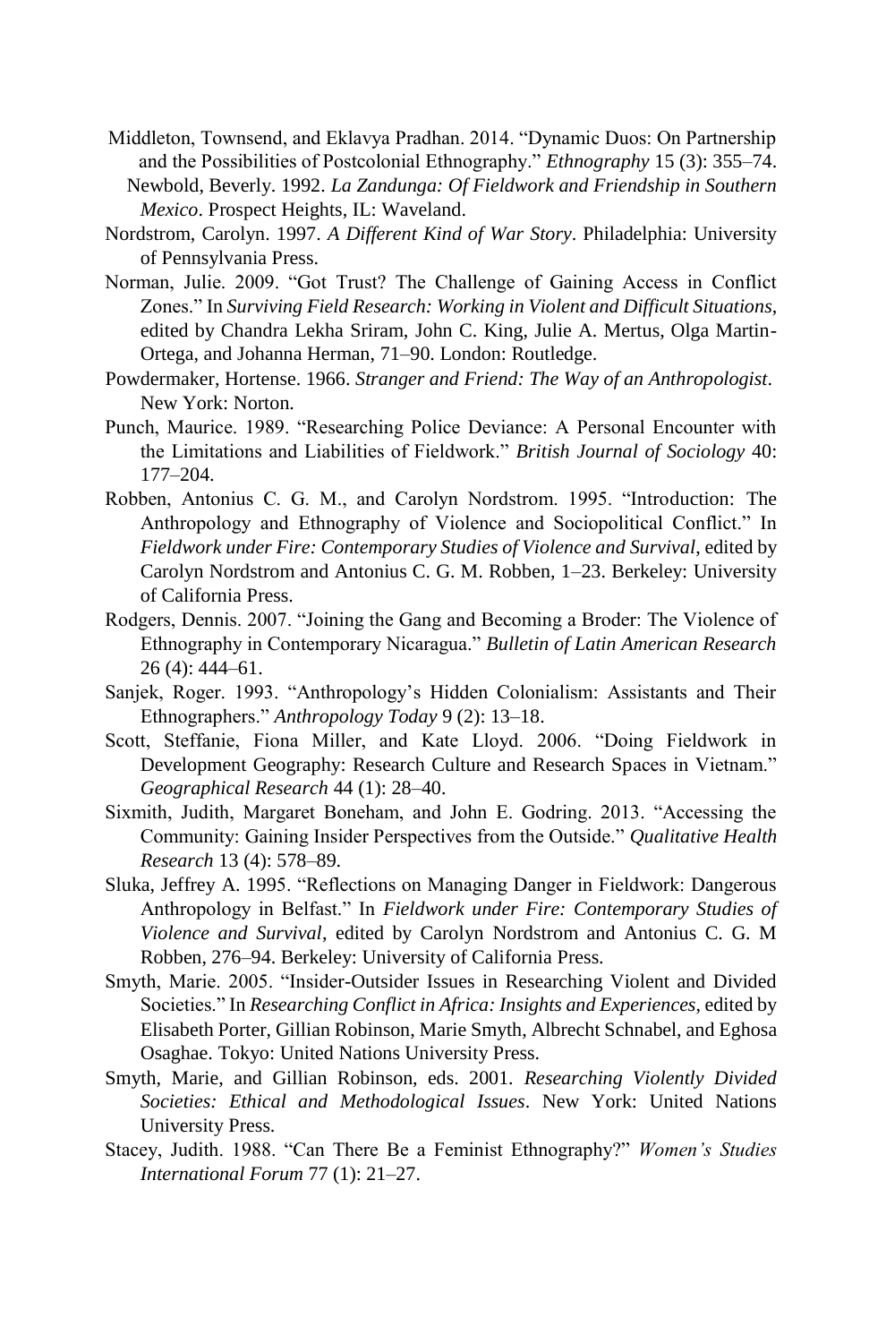Middleton, Townsend, and Eklavya Pradhan. 2014. "Dynamic Duos: On Partnership and the Possibilities of Postcolonial Ethnography." *Ethnography* 15 (3): 355–74.

Newbold, Beverly. 1992. *La Zandunga: Of Fieldwork and Friendship in Southern Mexico*. Prospect Heights, IL: Waveland.

Nordstrom, Carolyn. 1997. *A Different Kind of War Story*. Philadelphia: University of Pennsylvania Press.

Norman, Julie. 2009. "Got Trust? The Challenge of Gaining Access in Conflict Zones." In *Surviving Field Research: Working in Violent and Difficult Situations*, edited by Chandra Lekha Sriram, John C. King, Julie A. Mertus, Olga Martin-Ortega, and Johanna Herman, 71–90. London: Routledge.

Powdermaker, Hortense. 1966. *Stranger and Friend: The Way of an Anthropologist*. New York: Norton.

Punch, Maurice. 1989. "Researching Police Deviance: A Personal Encounter with the Limitations and Liabilities of Fieldwork." *British Journal of Sociology* 40: 177–204.

Robben, Antonius C. G. M., and Carolyn Nordstrom. 1995. "Introduction: The Anthropology and Ethnography of Violence and Sociopolitical Conflict." In *Fieldwork under Fire: Contemporary Studies of Violence and Survival*, edited by Carolyn Nordstrom and Antonius C. G. M. Robben, 1–23. Berkeley: University of California Press.

Rodgers, Dennis. 2007. "Joining the Gang and Becoming a Broder: The Violence of Ethnography in Contemporary Nicaragua." *Bulletin of Latin American Research* 26 (4): 444–61.

Sanjek, Roger. 1993. "Anthropology's Hidden Colonialism: Assistants and Their Ethnographers." *Anthropology Today* 9 (2): 13–18.

Scott, Steffanie, Fiona Miller, and Kate Lloyd. 2006. "Doing Fieldwork in Development Geography: Research Culture and Research Spaces in Vietnam." *Geographical Research* 44 (1): 28–40.

Sixmith, Judith, Margaret Boneham, and John E. Godring. 2013. "Accessing the Community: Gaining Insider Perspectives from the Outside." *Qualitative Health Research* 13 (4): 578–89.

Sluka, Jeffrey A. 1995. "Reflections on Managing Danger in Fieldwork: Dangerous Anthropology in Belfast." In *Fieldwork under Fire: Contemporary Studies of Violence and Survival*, edited by Carolyn Nordstrom and Antonius C. G. M Robben, 276–94. Berkeley: University of California Press.

Smyth, Marie. 2005. "Insider-Outsider Issues in Researching Violent and Divided Societies." In *Researching Conflict in Africa: Insights and Experiences*, edited by Elisabeth Porter, Gillian Robinson, Marie Smyth, Albrecht Schnabel, and Eghosa Osaghae. Tokyo: United Nations University Press.

Smyth, Marie, and Gillian Robinson, eds. 2001. *Researching Violently Divided Societies: Ethical and Methodological Issues*. New York: United Nations University Press.

Stacey, Judith. 1988. "Can There Be a Feminist Ethnography?" *Women's Studies International Forum* 77 (1): 21–27.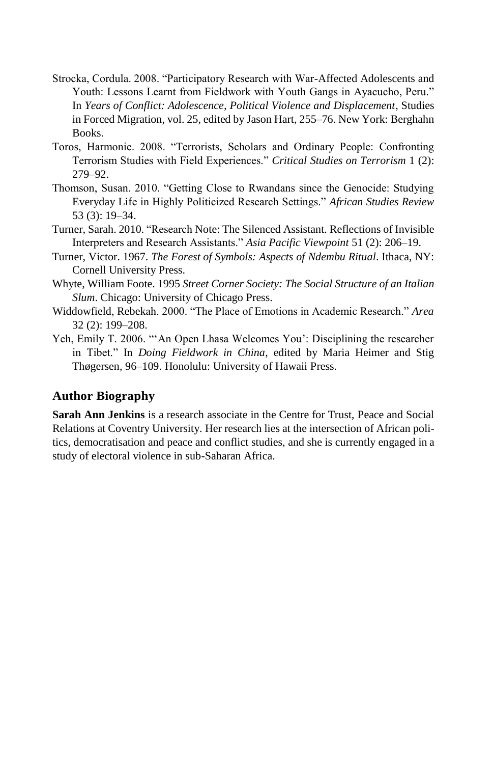Strocka, Cordula. 2008. “Participatory Research with War-Affected Adolescents and Youth: Lessons Learnt from Fieldwork with Youth Gangs in Ayacucho, Peru.” In *Years of Conflict: Adolescence, Political Violence and Displacement*, Studies in Forced Migration, vol. 25, edited by Jason Hart, 255–76. New York: Berghahn Books.

Toros, Harmonie. 2008. “Terrorists, Scholars and Ordinary People: Confronting Terrorism Studies with Field Experiences.” *Critical Studies on Terrorism* 1 (2): 279–92.

Thomson, Susan. 2010. “Getting Close to Rwandans since the Genocide: Studying Everyday Life in Highly Politicized Research Settings.” *African Studies Review* 53 (3): 19–34.

Turner, Sarah. 2010. “Research Note: The Silenced Assistant. Reflections of Invisible Interpreters and Research Assistants.” *Asia Pacific Viewpoint* 51 (2): 206–19.

Turner, Victor. 1967. *The Forest of Symbols: Aspects of Ndembu Ritual*. Ithaca, NY: Cornell University Press.

Whyte, William Foote. 1995 *Street Corner Society: The Social Structure of an Italian Slum*. Chicago: University of Chicago Press.

Widdowfield, Rebekah. 2000. “The Place of Emotions in Academic Research.” *Area* 32 (2): 199–208.

Yeh, Emily T. 2006. “‘An Open Lhasa Welcomes You’: Disciplining the researcher in Tibet.” In *Doing Fieldwork in China*, edited by Maria Heimer and Stig Thøgersen, 96–109. Honolulu: University of Hawaii Press.

## Author Biography

**Sarah Ann Jenkins** is a research associate in the Centre for Trust, Peace and Social Relations at Coventry University. Her research lies at the intersection of African politics, democratisation and peace and conflict studies, and she is currently engaged in a study of electoral violence in sub-Saharan Africa.